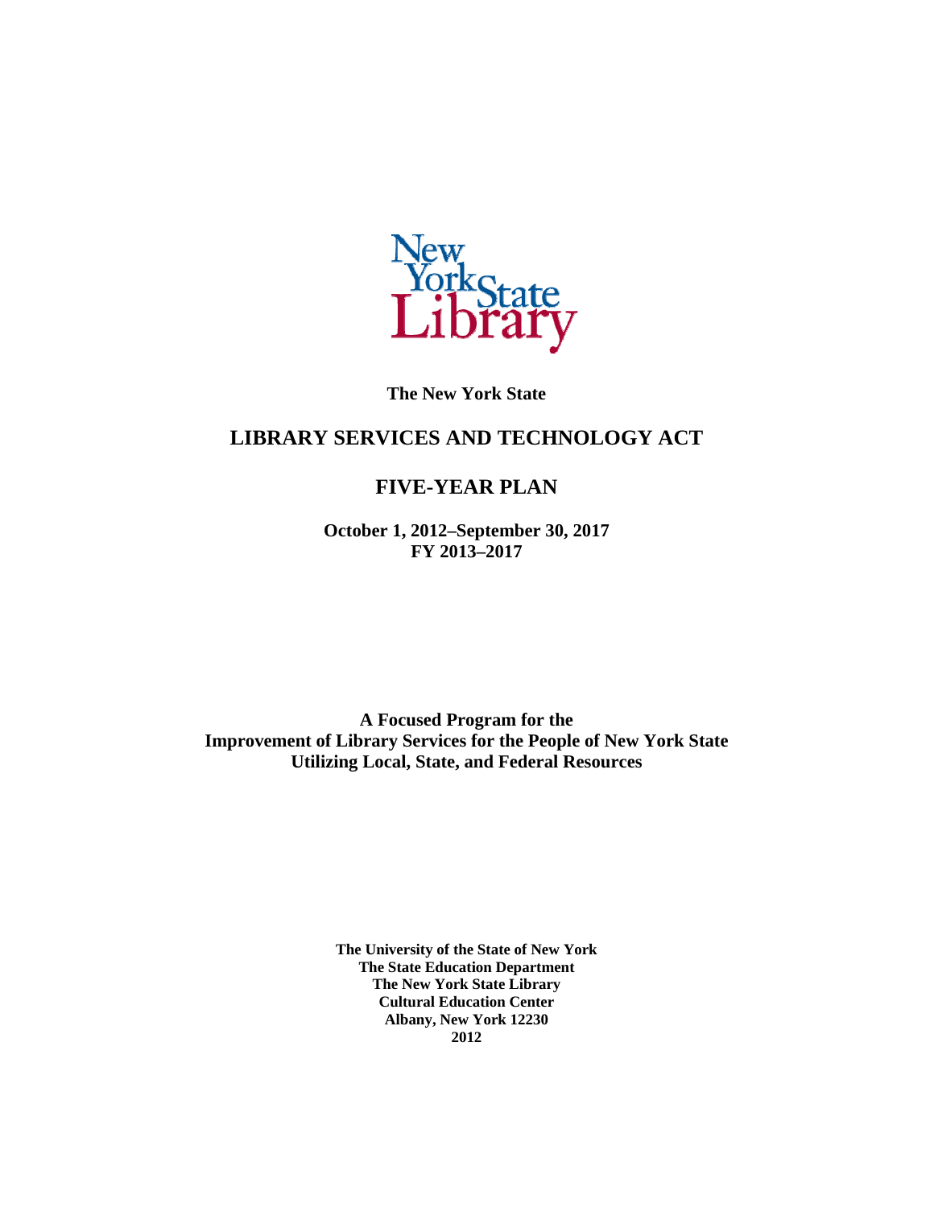New York State Library

**The New York State**

# LIBRARY SERVICES AND TECHNOLOGY ACT

## FIVE-YEAR PLAN

**October 1, 2012–September 30, 2017**
**FY 2013–2017**

**A Focused Program for the**
**Improvement of Library Services for the People of New York State**
**Utilizing Local, State, and Federal Resources**

**The University of the State of New York**
**The State Education Department**
**The New York State Library**
**Cultural Education Center**
**Albany, New York 12230**
**2012**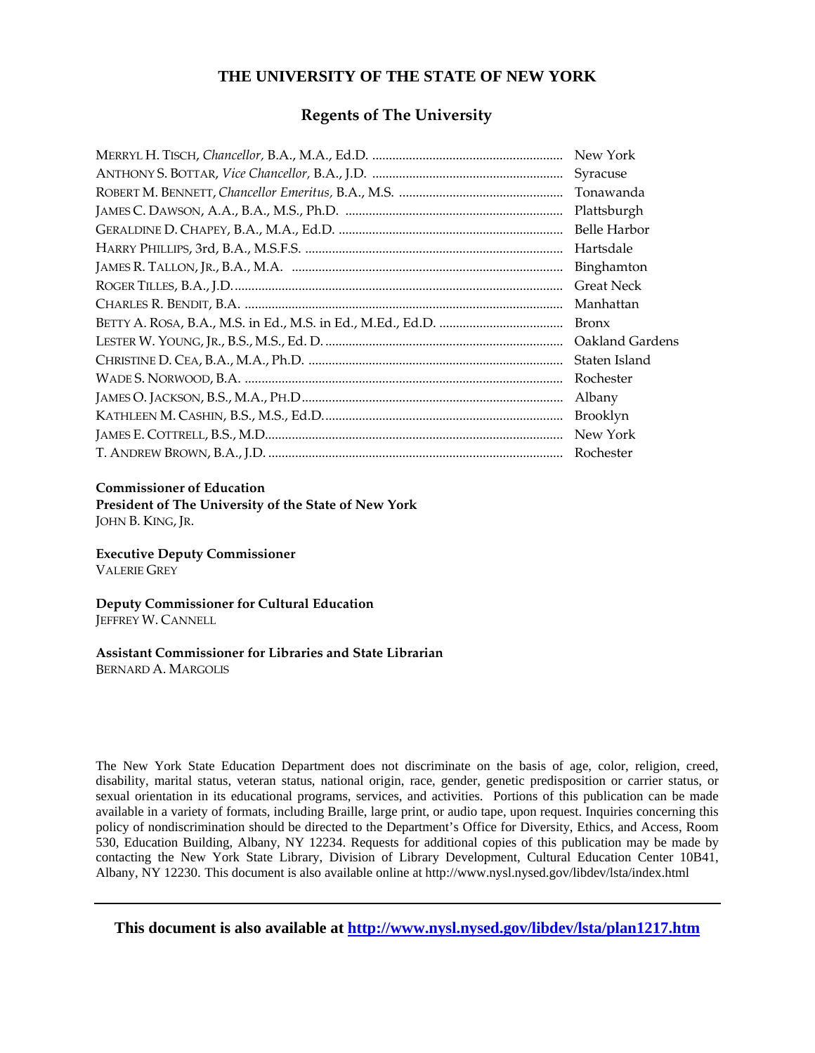# THE UNIVERSITY OF THE STATE OF NEW YORK

## Regents of The University

MERRYL H. TISCH, *Chancellor,* B.A., M.A., Ed.D. ........................................................ New York
ANTHONY S. BOTTAR, *Vice Chancellor,* B.A., J.D. ........................................................ Syracuse
ROBERT M. BENNETT, *Chancellor Emeritus,* B.A., M.S. ................................................ Tonawanda
JAMES C. DAWSON, A.A., B.A., M.S., Ph.D. ................................................................ Plattsburgh
GERALDINE D. CHAPEY, B.A., M.A., Ed.D. .................................................................. Belle Harbor
HARRY PHILLIPS, 3rd, B.A., M.S.F.S. ............................................................................ Hartsdale
JAMES R. TALLON, JR., B.A., M.A. ................................................................................ Binghamton
ROGER TILLES, B.A., J.D. ................................................................................................ Great Neck
CHARLES R. BENDIT, B.A. ............................................................................................. Manhattan
BETTY A. ROSA, B.A., M.S. in Ed., M.S. in Ed., M.Ed., Ed.D. .................................... Bronx
LESTER W. YOUNG, JR., B.S., M.S., Ed. D. ...................................................................... Oakland Gardens
CHRISTINE D. CEA, B.A., M.A., Ph.D. ........................................................................... Staten Island
WADE S. NORWOOD, B.A. ............................................................................................. Rochester
JAMES O. JACKSON, B.S., M.A., PH.D ............................................................................ Albany
KATHLEEN M. CASHIN, B.S., M.S., Ed.D. ...................................................................... Brooklyn
JAMES E. COTTRELL, B.S., M.D. ...................................................................................... New York
T. ANDREW BROWN, B.A., J.D. ...................................................................................... Rochester

**Commissioner of Education**
**President of The University of the State of New York**
JOHN B. KING, JR.

**Executive Deputy Commissioner**
VALERIE GREY

**Deputy Commissioner for Cultural Education**
JEFFREY W. CANNELL

**Assistant Commissioner for Libraries and State Librarian**
BERNARD A. MARGOLIS

The New York State Education Department does not discriminate on the basis of age, color, religion, creed, disability, marital status, veteran status, national origin, race, gender, genetic predisposition or carrier status, or sexual orientation in its educational programs, services, and activities. Portions of this publication can be made available in a variety of formats, including Braille, large print, or audio tape, upon request. Inquiries concerning this policy of nondiscrimination should be directed to the Department's Office for Diversity, Ethics, and Access, Room 530, Education Building, Albany, NY 12234. Requests for additional copies of this publication may be made by contacting the New York State Library, Division of Library Development, Cultural Education Center 10B41, Albany, NY 12230. This document is also available online at http://www.nysl.nysed.gov/libdev/lsta/index.html

---

**This document is also available at [http://www.nysl.nysed.gov/libdev/lsta/plan1217.htm](http://www.nysl.nysed.gov/libdev/lsta/plan1217.htm)**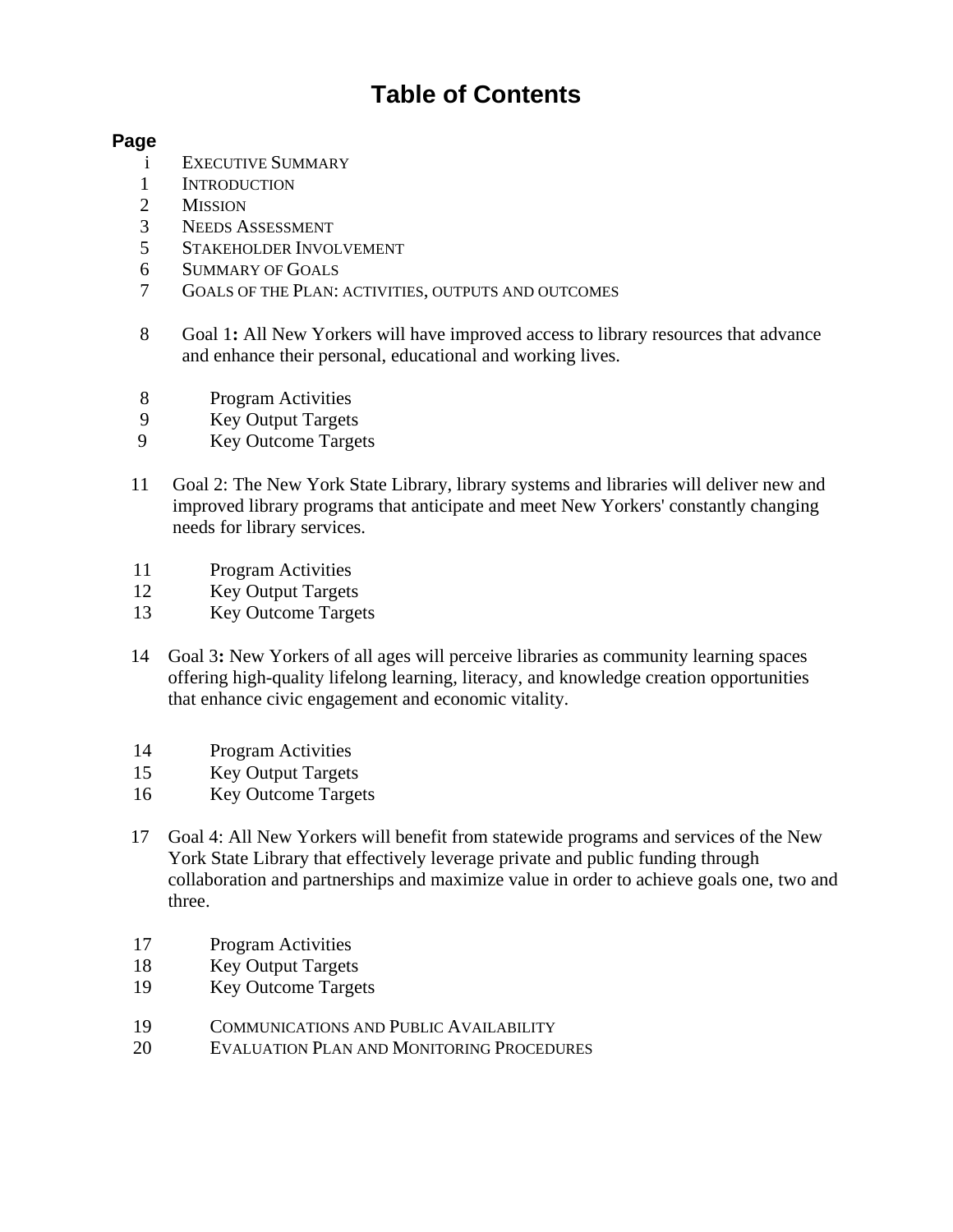# Table of Contents

**Page**

| Page | Section |
| --- | --- |
| i | EXECUTIVE SUMMARY |
| 1 | INTRODUCTION |
| 2 | MISSION |
| 3 | NEEDS ASSESSMENT |
| 5 | STAKEHOLDER INVOLVEMENT |
| 6 | SUMMARY OF GOALS |
| 7 | GOALS OF THE PLAN: ACTIVITIES, OUTPUTS AND OUTCOMES |
| 8 | Goal 1**:** All New Yorkers will have improved access to library resources that advance and enhance their personal, educational and working lives. |
| 8 | Program Activities |
| 9 | Key Output Targets |
| 9 | Key Outcome Targets |
| 11 | Goal 2: The New York State Library, library systems and libraries will deliver new and improved library programs that anticipate and meet New Yorkers' constantly changing needs for library services. |
| 11 | Program Activities |
| 12 | Key Output Targets |
| 13 | Key Outcome Targets |
| 14 | Goal 3**:** New Yorkers of all ages will perceive libraries as community learning spaces offering high-quality lifelong learning, literacy, and knowledge creation opportunities that enhance civic engagement and economic vitality. |
| 14 | Program Activities |
| 15 | Key Output Targets |
| 16 | Key Outcome Targets |
| 17 | Goal 4: All New Yorkers will benefit from statewide programs and services of the New York State Library that effectively leverage private and public funding through collaboration and partnerships and maximize value in order to achieve goals one, two and three. |
| 17 | Program Activities |
| 18 | Key Output Targets |
| 19 | Key Outcome Targets |
| 19 | COMMUNICATIONS AND PUBLIC AVAILABILITY |
| 20 | EVALUATION PLAN AND MONITORING PROCEDURES |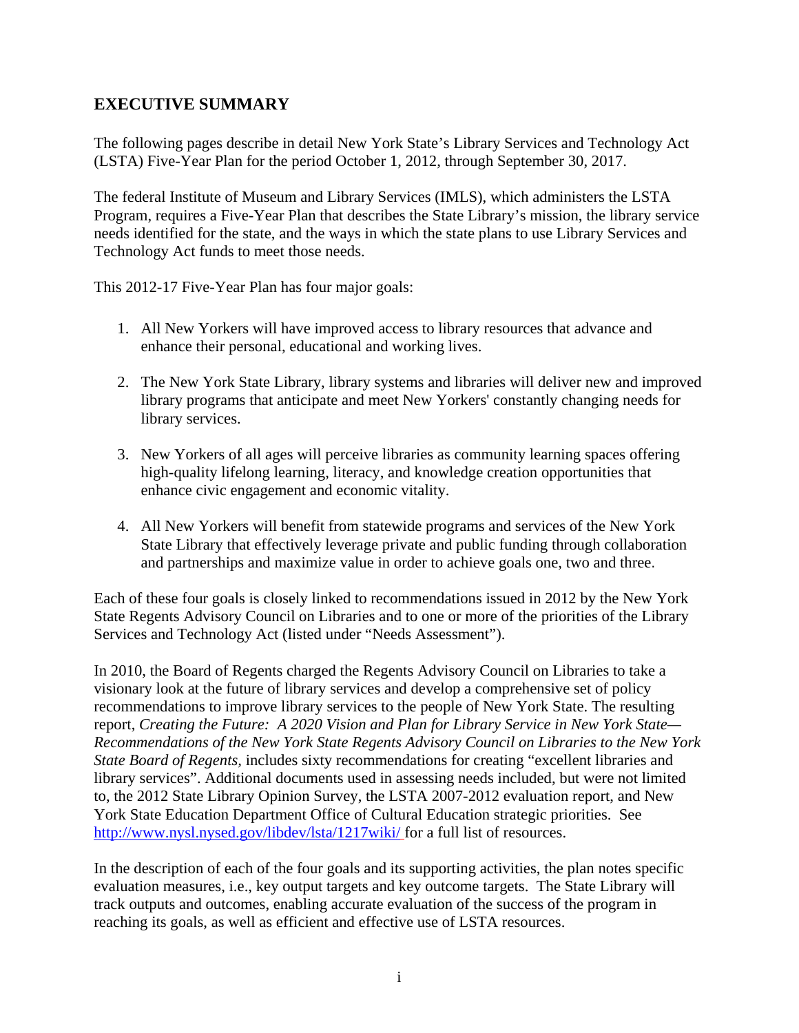## EXECUTIVE SUMMARY

The following pages describe in detail New York State's Library Services and Technology Act (LSTA) Five-Year Plan for the period October 1, 2012, through September 30, 2017.

The federal Institute of Museum and Library Services (IMLS), which administers the LSTA Program, requires a Five-Year Plan that describes the State Library's mission, the library service needs identified for the state, and the ways in which the state plans to use Library Services and Technology Act funds to meet those needs.

This 2012-17 Five-Year Plan has four major goals:

1. All New Yorkers will have improved access to library resources that advance and enhance their personal, educational and working lives.

2. The New York State Library, library systems and libraries will deliver new and improved library programs that anticipate and meet New Yorkers' constantly changing needs for library services.

3. New Yorkers of all ages will perceive libraries as community learning spaces offering high-quality lifelong learning, literacy, and knowledge creation opportunities that enhance civic engagement and economic vitality.

4. All New Yorkers will benefit from statewide programs and services of the New York State Library that effectively leverage private and public funding through collaboration and partnerships and maximize value in order to achieve goals one, two and three.

Each of these four goals is closely linked to recommendations issued in 2012 by the New York State Regents Advisory Council on Libraries and to one or more of the priorities of the Library Services and Technology Act (listed under "Needs Assessment").

In 2010, the Board of Regents charged the Regents Advisory Council on Libraries to take a visionary look at the future of library services and develop a comprehensive set of policy recommendations to improve library services to the people of New York State. The resulting report, *Creating the Future: A 2020 Vision and Plan for Library Service in New York State—Recommendations of the New York State Regents Advisory Council on Libraries to the New York State Board of Regents,* includes sixty recommendations for creating "excellent libraries and library services". Additional documents used in assessing needs included, but were not limited to, the 2012 State Library Opinion Survey, the LSTA 2007-2012 evaluation report, and New York State Education Department Office of Cultural Education strategic priorities. See http://www.nysl.nysed.gov/libdev/lsta/1217wiki/ for a full list of resources.

In the description of each of the four goals and its supporting activities, the plan notes specific evaluation measures, i.e., key output targets and key outcome targets. The State Library will track outputs and outcomes, enabling accurate evaluation of the success of the program in reaching its goals, as well as efficient and effective use of LSTA resources.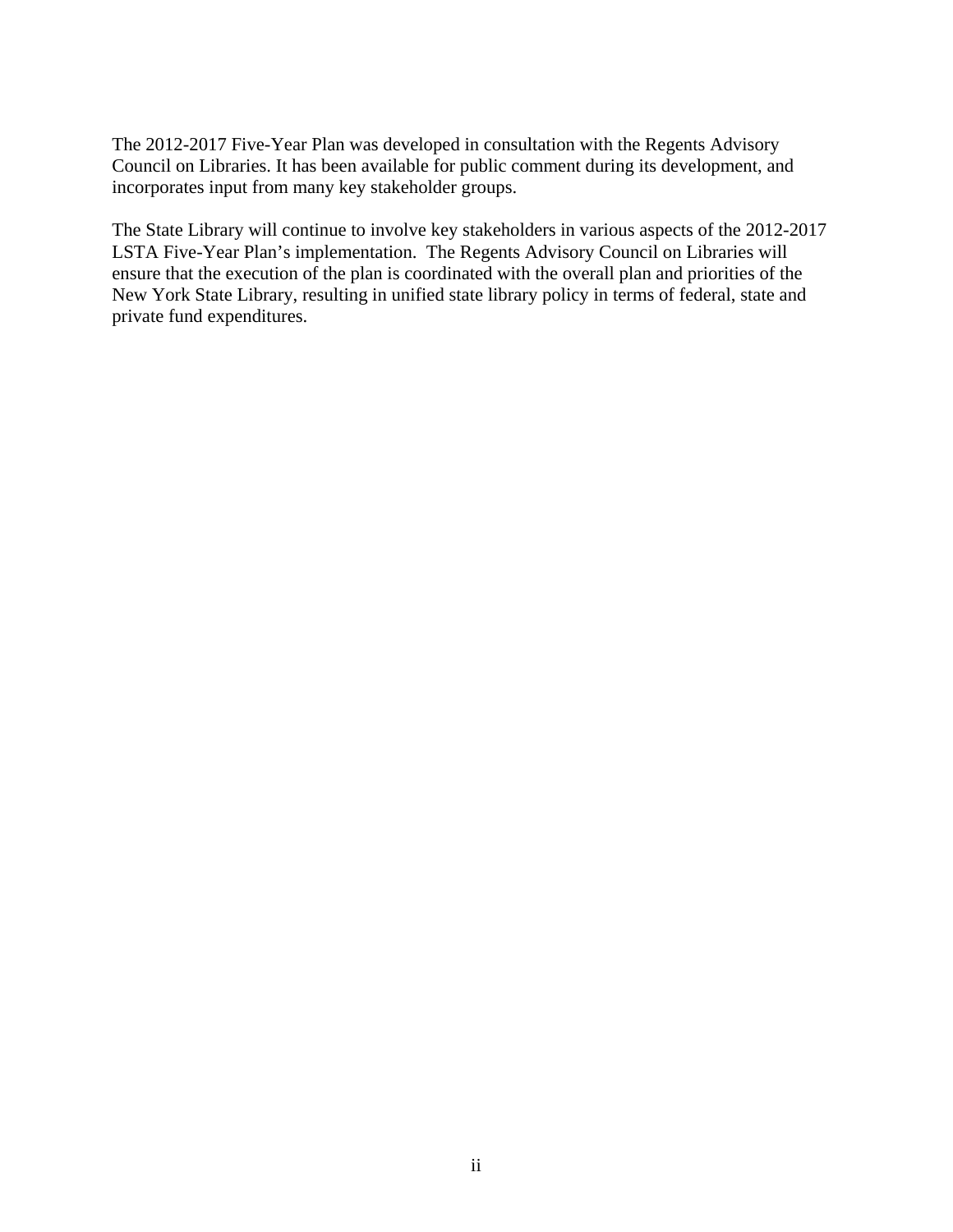The 2012-2017 Five-Year Plan was developed in consultation with the Regents Advisory Council on Libraries. It has been available for public comment during its development, and incorporates input from many key stakeholder groups.

The State Library will continue to involve key stakeholders in various aspects of the 2012-2017 LSTA Five-Year Plan's implementation. The Regents Advisory Council on Libraries will ensure that the execution of the plan is coordinated with the overall plan and priorities of the New York State Library, resulting in unified state library policy in terms of federal, state and private fund expenditures.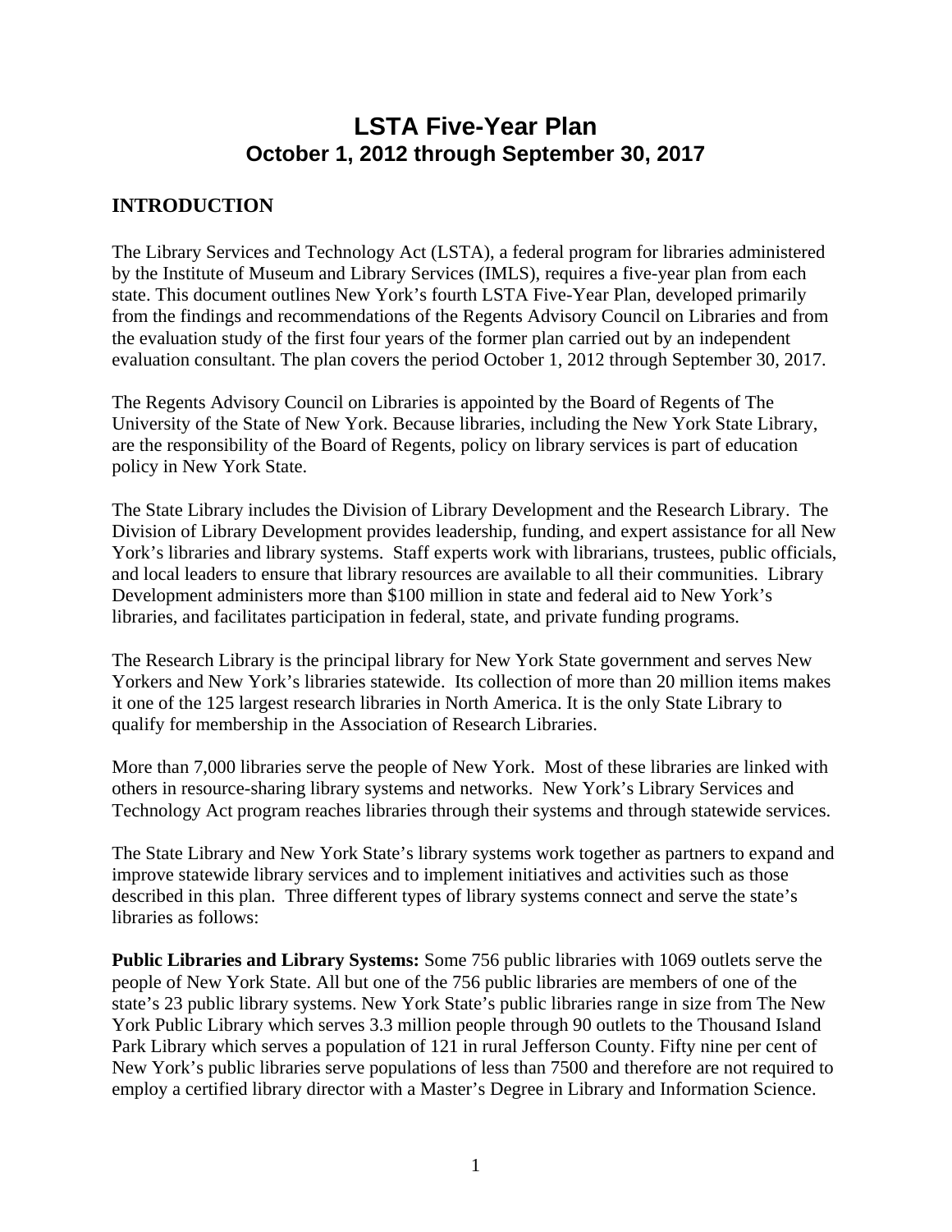# LSTA Five-Year Plan
## October 1, 2012 through September 30, 2017

## INTRODUCTION

The Library Services and Technology Act (LSTA), a federal program for libraries administered by the Institute of Museum and Library Services (IMLS), requires a five-year plan from each state. This document outlines New York's fourth LSTA Five-Year Plan, developed primarily from the findings and recommendations of the Regents Advisory Council on Libraries and from the evaluation study of the first four years of the former plan carried out by an independent evaluation consultant. The plan covers the period October 1, 2012 through September 30, 2017.

The Regents Advisory Council on Libraries is appointed by the Board of Regents of The University of the State of New York. Because libraries, including the New York State Library, are the responsibility of the Board of Regents, policy on library services is part of education policy in New York State.

The State Library includes the Division of Library Development and the Research Library. The Division of Library Development provides leadership, funding, and expert assistance for all New York's libraries and library systems. Staff experts work with librarians, trustees, public officials, and local leaders to ensure that library resources are available to all their communities. Library Development administers more than $100 million in state and federal aid to New York's libraries, and facilitates participation in federal, state, and private funding programs.

The Research Library is the principal library for New York State government and serves New Yorkers and New York's libraries statewide. Its collection of more than 20 million items makes it one of the 125 largest research libraries in North America. It is the only State Library to qualify for membership in the Association of Research Libraries.

More than 7,000 libraries serve the people of New York. Most of these libraries are linked with others in resource-sharing library systems and networks. New York's Library Services and Technology Act program reaches libraries through their systems and through statewide services.

The State Library and New York State's library systems work together as partners to expand and improve statewide library services and to implement initiatives and activities such as those described in this plan. Three different types of library systems connect and serve the state's libraries as follows:

**Public Libraries and Library Systems:** Some 756 public libraries with 1069 outlets serve the people of New York State. All but one of the 756 public libraries are members of one of the state's 23 public library systems. New York State's public libraries range in size from The New York Public Library which serves 3.3 million people through 90 outlets to the Thousand Island Park Library which serves a population of 121 in rural Jefferson County. Fifty nine per cent of New York's public libraries serve populations of less than 7500 and therefore are not required to employ a certified library director with a Master's Degree in Library and Information Science.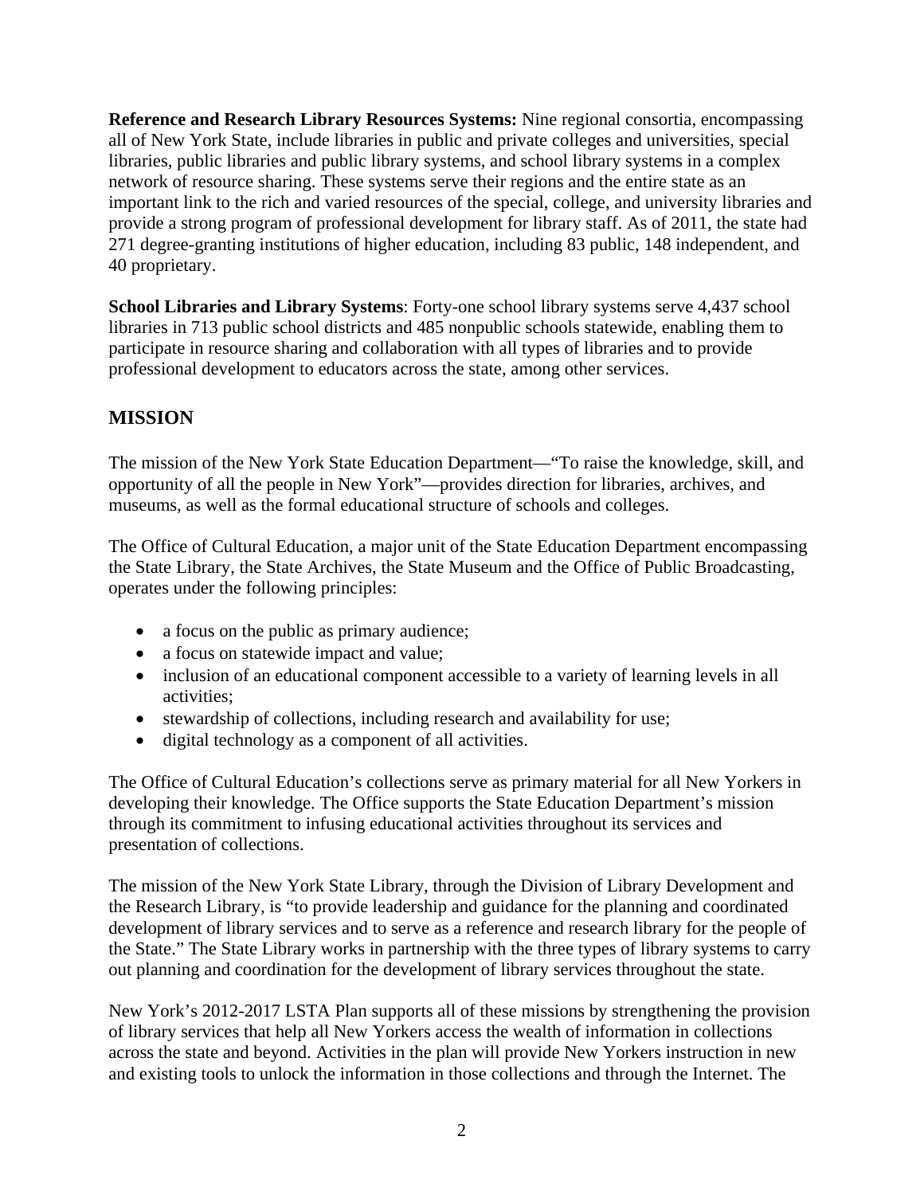**Reference and Research Library Resources Systems:** Nine regional consortia, encompassing all of New York State, include libraries in public and private colleges and universities, special libraries, public libraries and public library systems, and school library systems in a complex network of resource sharing. These systems serve their regions and the entire state as an important link to the rich and varied resources of the special, college, and university libraries and provide a strong program of professional development for library staff. As of 2011, the state had 271 degree-granting institutions of higher education, including 83 public, 148 independent, and 40 proprietary.

**School Libraries and Library Systems**: Forty-one school library systems serve 4,437 school libraries in 713 public school districts and 485 nonpublic schools statewide, enabling them to participate in resource sharing and collaboration with all types of libraries and to provide professional development to educators across the state, among other services.

## MISSION

The mission of the New York State Education Department—"To raise the knowledge, skill, and opportunity of all the people in New York"—provides direction for libraries, archives, and museums, as well as the formal educational structure of schools and colleges.

The Office of Cultural Education, a major unit of the State Education Department encompassing the State Library, the State Archives, the State Museum and the Office of Public Broadcasting, operates under the following principles:

- a focus on the public as primary audience;
- a focus on statewide impact and value;
- inclusion of an educational component accessible to a variety of learning levels in all activities;
- stewardship of collections, including research and availability for use;
- digital technology as a component of all activities.

The Office of Cultural Education's collections serve as primary material for all New Yorkers in developing their knowledge. The Office supports the State Education Department's mission through its commitment to infusing educational activities throughout its services and presentation of collections.

The mission of the New York State Library, through the Division of Library Development and the Research Library, is "to provide leadership and guidance for the planning and coordinated development of library services and to serve as a reference and research library for the people of the State." The State Library works in partnership with the three types of library systems to carry out planning and coordination for the development of library services throughout the state.

New York's 2012-2017 LSTA Plan supports all of these missions by strengthening the provision of library services that help all New Yorkers access the wealth of information in collections across the state and beyond. Activities in the plan will provide New Yorkers instruction in new and existing tools to unlock the information in those collections and through the Internet. The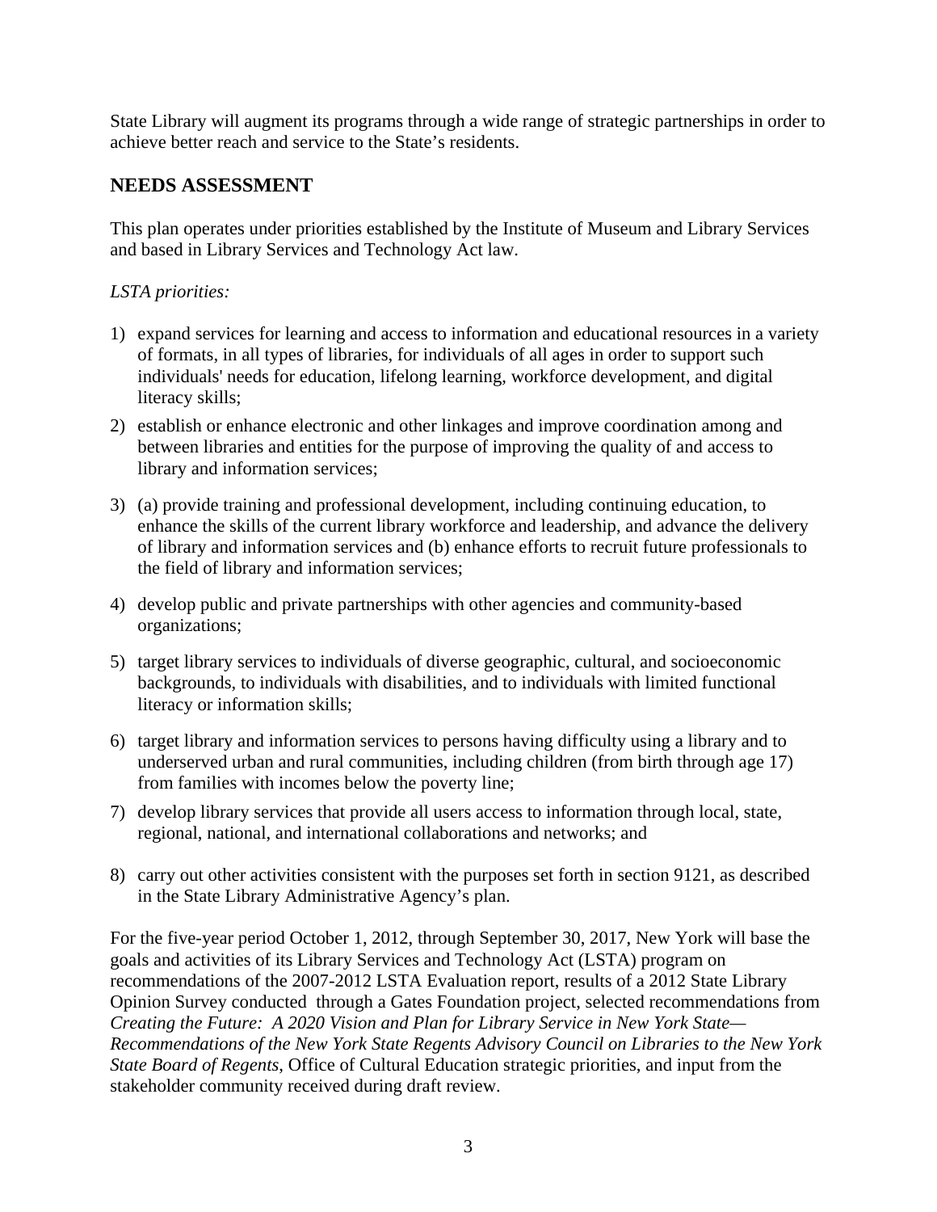State Library will augment its programs through a wide range of strategic partnerships in order to achieve better reach and service to the State's residents.

## NEEDS ASSESSMENT

This plan operates under priorities established by the Institute of Museum and Library Services and based in Library Services and Technology Act law.

*LSTA priorities:*

1) expand services for learning and access to information and educational resources in a variety of formats, in all types of libraries, for individuals of all ages in order to support such individuals' needs for education, lifelong learning, workforce development, and digital literacy skills;
2) establish or enhance electronic and other linkages and improve coordination among and between libraries and entities for the purpose of improving the quality of and access to library and information services;
3) (a) provide training and professional development, including continuing education, to enhance the skills of the current library workforce and leadership, and advance the delivery of library and information services and (b) enhance efforts to recruit future professionals to the field of library and information services;
4) develop public and private partnerships with other agencies and community-based organizations;
5) target library services to individuals of diverse geographic, cultural, and socioeconomic backgrounds, to individuals with disabilities, and to individuals with limited functional literacy or information skills;
6) target library and information services to persons having difficulty using a library and to underserved urban and rural communities, including children (from birth through age 17) from families with incomes below the poverty line;
7) develop library services that provide all users access to information through local, state, regional, national, and international collaborations and networks; and
8) carry out other activities consistent with the purposes set forth in section 9121, as described in the State Library Administrative Agency's plan.

For the five-year period October 1, 2012, through September 30, 2017, New York will base the goals and activities of its Library Services and Technology Act (LSTA) program on recommendations of the 2007-2012 LSTA Evaluation report, results of a 2012 State Library Opinion Survey conducted through a Gates Foundation project, selected recommendations from *Creating the Future: A 2020 Vision and Plan for Library Service in New York State—Recommendations of the New York State Regents Advisory Council on Libraries to the New York State Board of Regents*, Office of Cultural Education strategic priorities, and input from the stakeholder community received during draft review.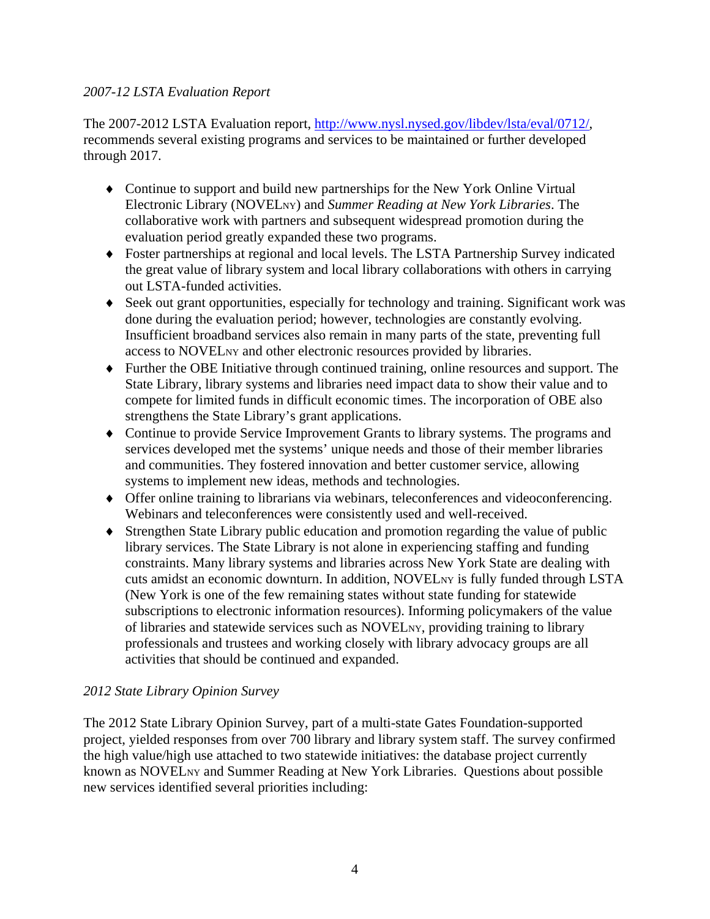*2007-12 LSTA Evaluation Report*

The 2007-2012 LSTA Evaluation report, http://www.nysl.nysed.gov/libdev/lsta/eval/0712/, recommends several existing programs and services to be maintained or further developed through 2017.

- Continue to support and build new partnerships for the New York Online Virtual Electronic Library (NOVELNY) and *Summer Reading at New York Libraries*. The collaborative work with partners and subsequent widespread promotion during the evaluation period greatly expanded these two programs.
- Foster partnerships at regional and local levels. The LSTA Partnership Survey indicated the great value of library system and local library collaborations with others in carrying out LSTA-funded activities.
- Seek out grant opportunities, especially for technology and training. Significant work was done during the evaluation period; however, technologies are constantly evolving. Insufficient broadband services also remain in many parts of the state, preventing full access to NOVELNY and other electronic resources provided by libraries.
- Further the OBE Initiative through continued training, online resources and support. The State Library, library systems and libraries need impact data to show their value and to compete for limited funds in difficult economic times. The incorporation of OBE also strengthens the State Library's grant applications.
- Continue to provide Service Improvement Grants to library systems. The programs and services developed met the systems' unique needs and those of their member libraries and communities. They fostered innovation and better customer service, allowing systems to implement new ideas, methods and technologies.
- Offer online training to librarians via webinars, teleconferences and videoconferencing. Webinars and teleconferences were consistently used and well-received.
- Strengthen State Library public education and promotion regarding the value of public library services. The State Library is not alone in experiencing staffing and funding constraints. Many library systems and libraries across New York State are dealing with cuts amidst an economic downturn. In addition, NOVELNY is fully funded through LSTA (New York is one of the few remaining states without state funding for statewide subscriptions to electronic information resources). Informing policymakers of the value of libraries and statewide services such as NOVELNY, providing training to library professionals and trustees and working closely with library advocacy groups are all activities that should be continued and expanded.

*2012 State Library Opinion Survey*

The 2012 State Library Opinion Survey, part of a multi-state Gates Foundation-supported project, yielded responses from over 700 library and library system staff. The survey confirmed the high value/high use attached to two statewide initiatives: the database project currently known as NOVELNY and Summer Reading at New York Libraries. Questions about possible new services identified several priorities including: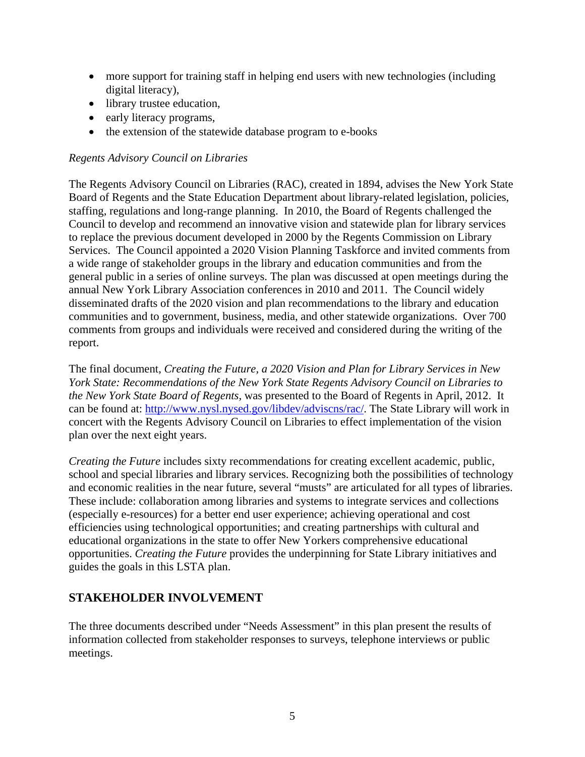- more support for training staff in helping end users with new technologies (including digital literacy),
- library trustee education,
- early literacy programs,
- the extension of the statewide database program to e-books

*Regents Advisory Council on Libraries*

The Regents Advisory Council on Libraries (RAC), created in 1894, advises the New York State Board of Regents and the State Education Department about library-related legislation, policies, staffing, regulations and long-range planning. In 2010, the Board of Regents challenged the Council to develop and recommend an innovative vision and statewide plan for library services to replace the previous document developed in 2000 by the Regents Commission on Library Services. The Council appointed a 2020 Vision Planning Taskforce and invited comments from a wide range of stakeholder groups in the library and education communities and from the general public in a series of online surveys. The plan was discussed at open meetings during the annual New York Library Association conferences in 2010 and 2011. The Council widely disseminated drafts of the 2020 vision and plan recommendations to the library and education communities and to government, business, media, and other statewide organizations. Over 700 comments from groups and individuals were received and considered during the writing of the report.

The final document, *Creating the Future, a 2020 Vision and Plan for Library Services in New York State: Recommendations of the New York State Regents Advisory Council on Libraries to the New York State Board of Regents*, was presented to the Board of Regents in April, 2012. It can be found at: [http://www.nysl.nysed.gov/libdev/adviscns/rac/](http://www.nysl.nysed.gov/libdev/adviscns/rac/). The State Library will work in concert with the Regents Advisory Council on Libraries to effect implementation of the vision plan over the next eight years.

*Creating the Future* includes sixty recommendations for creating excellent academic, public, school and special libraries and library services. Recognizing both the possibilities of technology and economic realities in the near future, several "musts" are articulated for all types of libraries. These include: collaboration among libraries and systems to integrate services and collections (especially e-resources) for a better end user experience; achieving operational and cost efficiencies using technological opportunities; and creating partnerships with cultural and educational organizations in the state to offer New Yorkers comprehensive educational opportunities. *Creating the Future* provides the underpinning for State Library initiatives and guides the goals in this LSTA plan.

## STAKEHOLDER INVOLVEMENT

The three documents described under "Needs Assessment" in this plan present the results of information collected from stakeholder responses to surveys, telephone interviews or public meetings.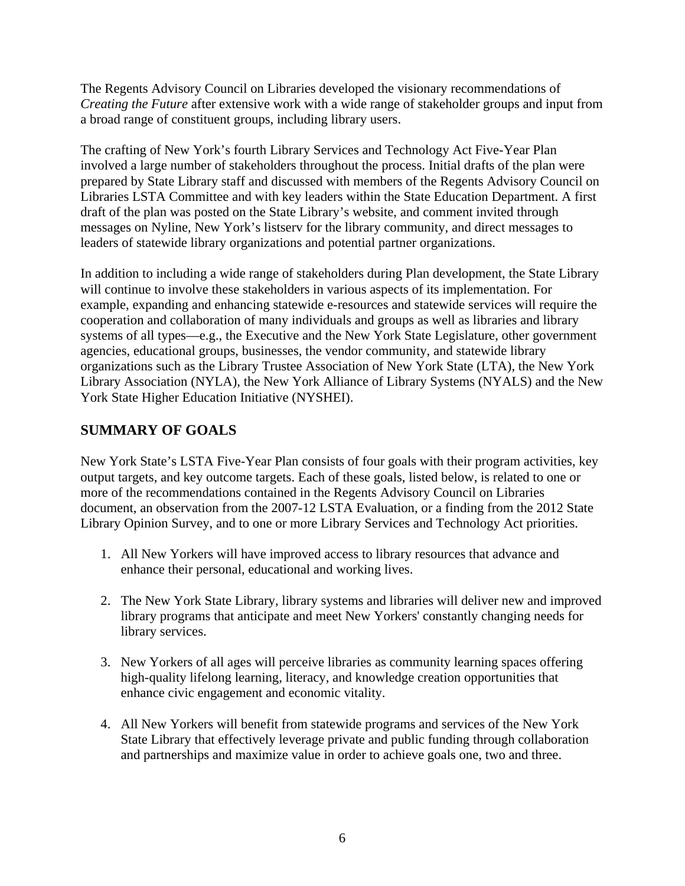The Regents Advisory Council on Libraries developed the visionary recommendations of *Creating the Future* after extensive work with a wide range of stakeholder groups and input from a broad range of constituent groups, including library users.

The crafting of New York's fourth Library Services and Technology Act Five-Year Plan involved a large number of stakeholders throughout the process. Initial drafts of the plan were prepared by State Library staff and discussed with members of the Regents Advisory Council on Libraries LSTA Committee and with key leaders within the State Education Department. A first draft of the plan was posted on the State Library's website, and comment invited through messages on Nyline, New York's listserv for the library community, and direct messages to leaders of statewide library organizations and potential partner organizations.

In addition to including a wide range of stakeholders during Plan development, the State Library will continue to involve these stakeholders in various aspects of its implementation. For example, expanding and enhancing statewide e-resources and statewide services will require the cooperation and collaboration of many individuals and groups as well as libraries and library systems of all types—e.g., the Executive and the New York State Legislature, other government agencies, educational groups, businesses, the vendor community, and statewide library organizations such as the Library Trustee Association of New York State (LTA), the New York Library Association (NYLA), the New York Alliance of Library Systems (NYALS) and the New York State Higher Education Initiative (NYSHEI).

## SUMMARY OF GOALS

New York State's LSTA Five-Year Plan consists of four goals with their program activities, key output targets, and key outcome targets. Each of these goals, listed below, is related to one or more of the recommendations contained in the Regents Advisory Council on Libraries document, an observation from the 2007-12 LSTA Evaluation, or a finding from the 2012 State Library Opinion Survey, and to one or more Library Services and Technology Act priorities.

1. All New Yorkers will have improved access to library resources that advance and enhance their personal, educational and working lives.

2. The New York State Library, library systems and libraries will deliver new and improved library programs that anticipate and meet New Yorkers' constantly changing needs for library services.

3. New Yorkers of all ages will perceive libraries as community learning spaces offering high-quality lifelong learning, literacy, and knowledge creation opportunities that enhance civic engagement and economic vitality.

4. All New Yorkers will benefit from statewide programs and services of the New York State Library that effectively leverage private and public funding through collaboration and partnerships and maximize value in order to achieve goals one, two and three.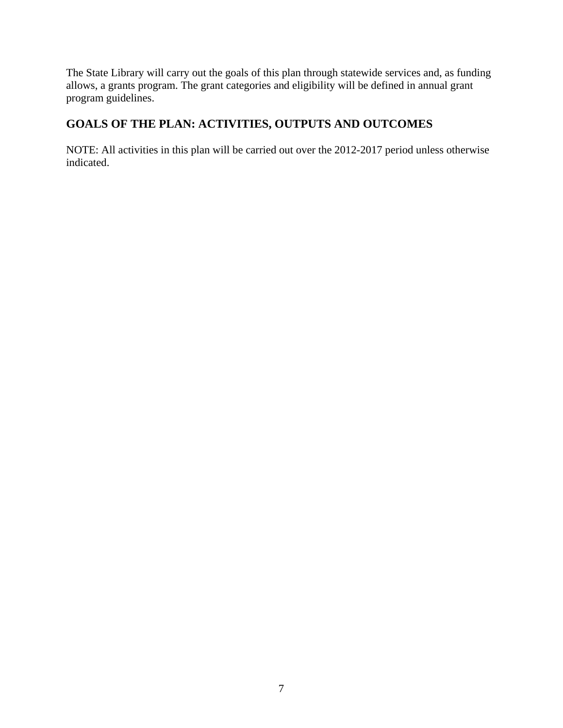The State Library will carry out the goals of this plan through statewide services and, as funding allows, a grants program. The grant categories and eligibility will be defined in annual grant program guidelines.

## GOALS OF THE PLAN: ACTIVITIES, OUTPUTS AND OUTCOMES

NOTE: All activities in this plan will be carried out over the 2012-2017 period unless otherwise indicated.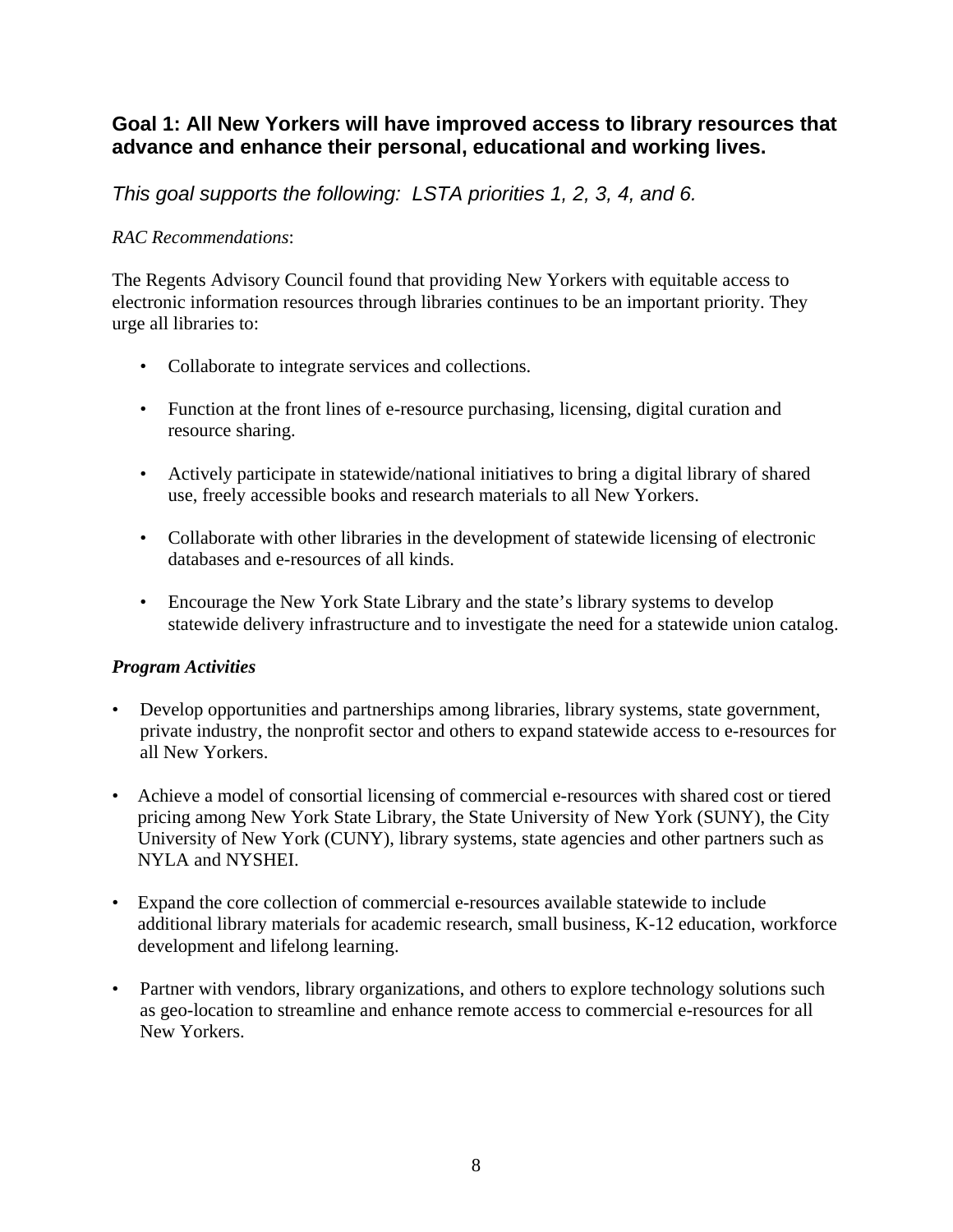## Goal 1: All New Yorkers will have improved access to library resources that advance and enhance their personal, educational and working lives.

*This goal supports the following: LSTA priorities 1, 2, 3, 4, and 6.*

*RAC Recommendations*:

The Regents Advisory Council found that providing New Yorkers with equitable access to electronic information resources through libraries continues to be an important priority. They urge all libraries to:

- Collaborate to integrate services and collections.
- Function at the front lines of e-resource purchasing, licensing, digital curation and resource sharing.
- Actively participate in statewide/national initiatives to bring a digital library of shared use, freely accessible books and research materials to all New Yorkers.
- Collaborate with other libraries in the development of statewide licensing of electronic databases and e-resources of all kinds.
- Encourage the New York State Library and the state's library systems to develop statewide delivery infrastructure and to investigate the need for a statewide union catalog.

***Program Activities***

- Develop opportunities and partnerships among libraries, library systems, state government, private industry, the nonprofit sector and others to expand statewide access to e-resources for all New Yorkers.
- Achieve a model of consortial licensing of commercial e-resources with shared cost or tiered pricing among New York State Library, the State University of New York (SUNY), the City University of New York (CUNY), library systems, state agencies and other partners such as NYLA and NYSHEI.
- Expand the core collection of commercial e-resources available statewide to include additional library materials for academic research, small business, K-12 education, workforce development and lifelong learning.
- Partner with vendors, library organizations, and others to explore technology solutions such as geo-location to streamline and enhance remote access to commercial e-resources for all New Yorkers.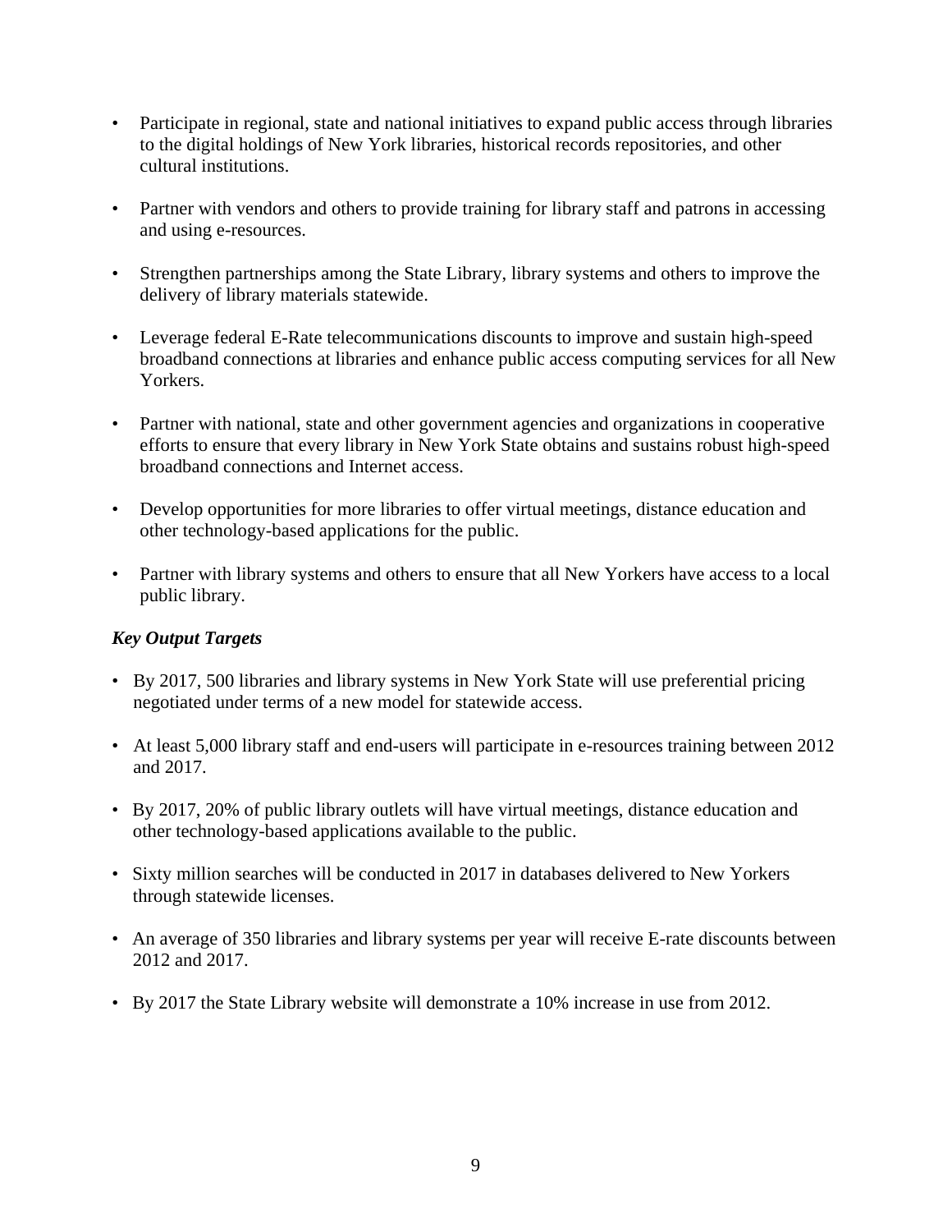- Participate in regional, state and national initiatives to expand public access through libraries to the digital holdings of New York libraries, historical records repositories, and other cultural institutions.

- Partner with vendors and others to provide training for library staff and patrons in accessing and using e-resources.

- Strengthen partnerships among the State Library, library systems and others to improve the delivery of library materials statewide.

- Leverage federal E-Rate telecommunications discounts to improve and sustain high-speed broadband connections at libraries and enhance public access computing services for all New Yorkers.

- Partner with national, state and other government agencies and organizations in cooperative efforts to ensure that every library in New York State obtains and sustains robust high-speed broadband connections and Internet access.

- Develop opportunities for more libraries to offer virtual meetings, distance education and other technology-based applications for the public.

- Partner with library systems and others to ensure that all New Yorkers have access to a local public library.

***Key Output Targets***

- By 2017, 500 libraries and library systems in New York State will use preferential pricing negotiated under terms of a new model for statewide access.

- At least 5,000 library staff and end-users will participate in e-resources training between 2012 and 2017.

- By 2017, 20% of public library outlets will have virtual meetings, distance education and other technology-based applications available to the public.

- Sixty million searches will be conducted in 2017 in databases delivered to New Yorkers through statewide licenses.

- An average of 350 libraries and library systems per year will receive E-rate discounts between 2012 and 2017.

- By 2017 the State Library website will demonstrate a 10% increase in use from 2012.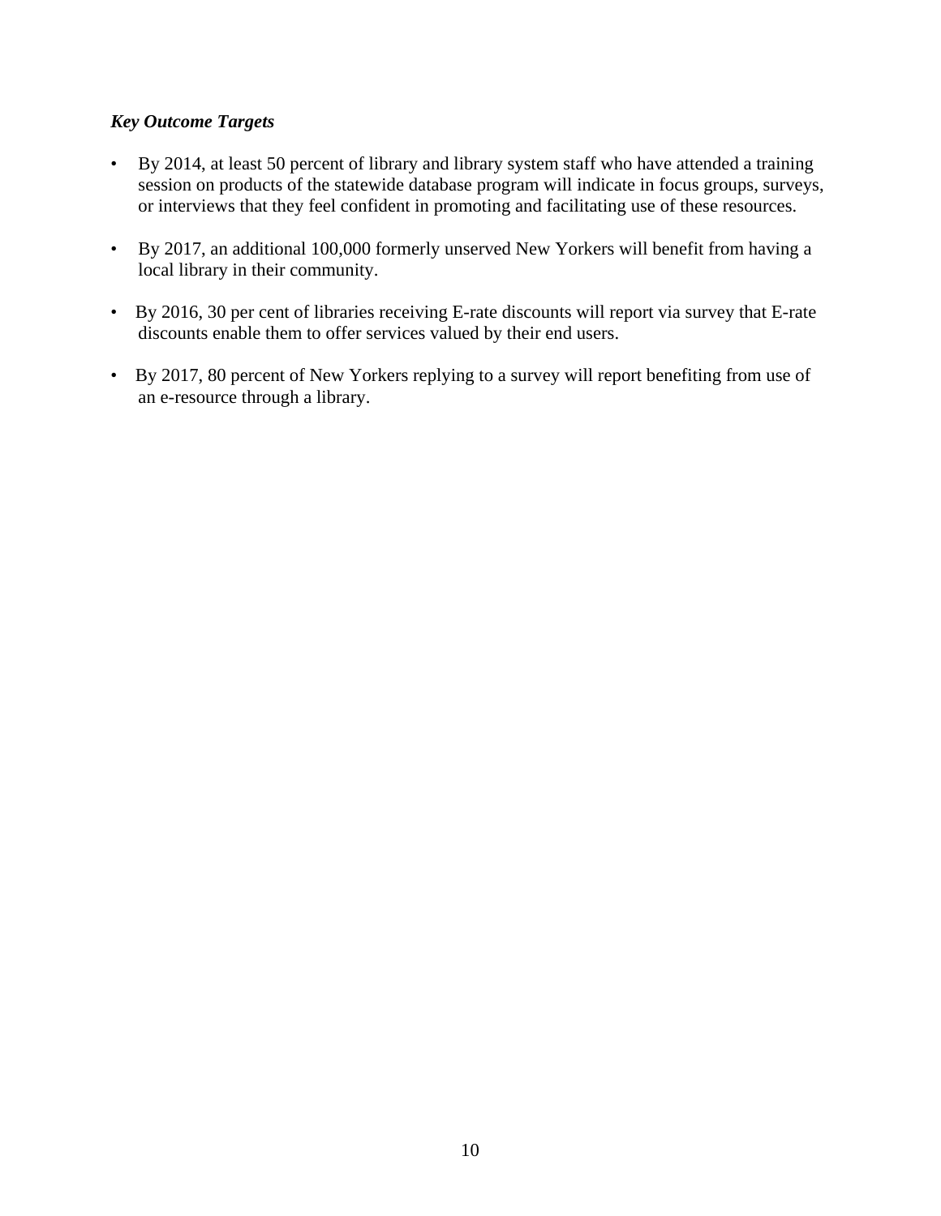***Key Outcome Targets***

- By 2014, at least 50 percent of library and library system staff who have attended a training session on products of the statewide database program will indicate in focus groups, surveys, or interviews that they feel confident in promoting and facilitating use of these resources.
- By 2017, an additional 100,000 formerly unserved New Yorkers will benefit from having a local library in their community.
- By 2016, 30 per cent of libraries receiving E-rate discounts will report via survey that E-rate discounts enable them to offer services valued by their end users.
- By 2017, 80 percent of New Yorkers replying to a survey will report benefiting from use of an e-resource through a library.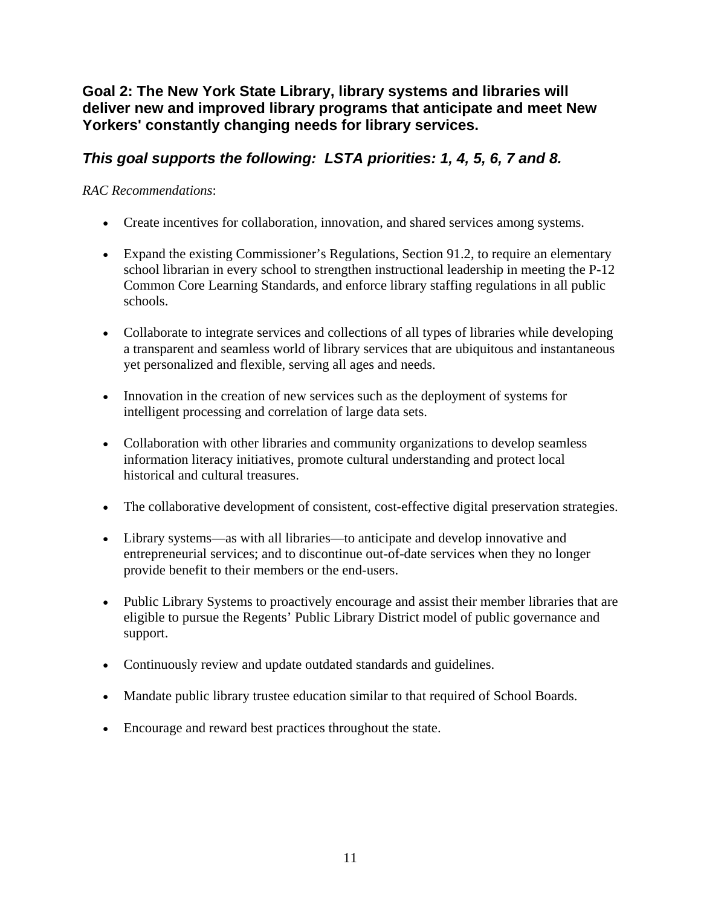### Goal 2: The New York State Library, library systems and libraries will deliver new and improved library programs that anticipate and meet New Yorkers' constantly changing needs for library services.

### *This goal supports the following: LSTA priorities: 1, 4, 5, 6, 7 and 8.*

*RAC Recommendations*:

- Create incentives for collaboration, innovation, and shared services among systems.
- Expand the existing Commissioner's Regulations, Section 91.2, to require an elementary school librarian in every school to strengthen instructional leadership in meeting the P-12 Common Core Learning Standards, and enforce library staffing regulations in all public schools.
- Collaborate to integrate services and collections of all types of libraries while developing a transparent and seamless world of library services that are ubiquitous and instantaneous yet personalized and flexible, serving all ages and needs.
- Innovation in the creation of new services such as the deployment of systems for intelligent processing and correlation of large data sets.
- Collaboration with other libraries and community organizations to develop seamless information literacy initiatives, promote cultural understanding and protect local historical and cultural treasures.
- The collaborative development of consistent, cost-effective digital preservation strategies.
- Library systems—as with all libraries—to anticipate and develop innovative and entrepreneurial services; and to discontinue out-of-date services when they no longer provide benefit to their members or the end-users.
- Public Library Systems to proactively encourage and assist their member libraries that are eligible to pursue the Regents' Public Library District model of public governance and support.
- Continuously review and update outdated standards and guidelines.
- Mandate public library trustee education similar to that required of School Boards.
- Encourage and reward best practices throughout the state.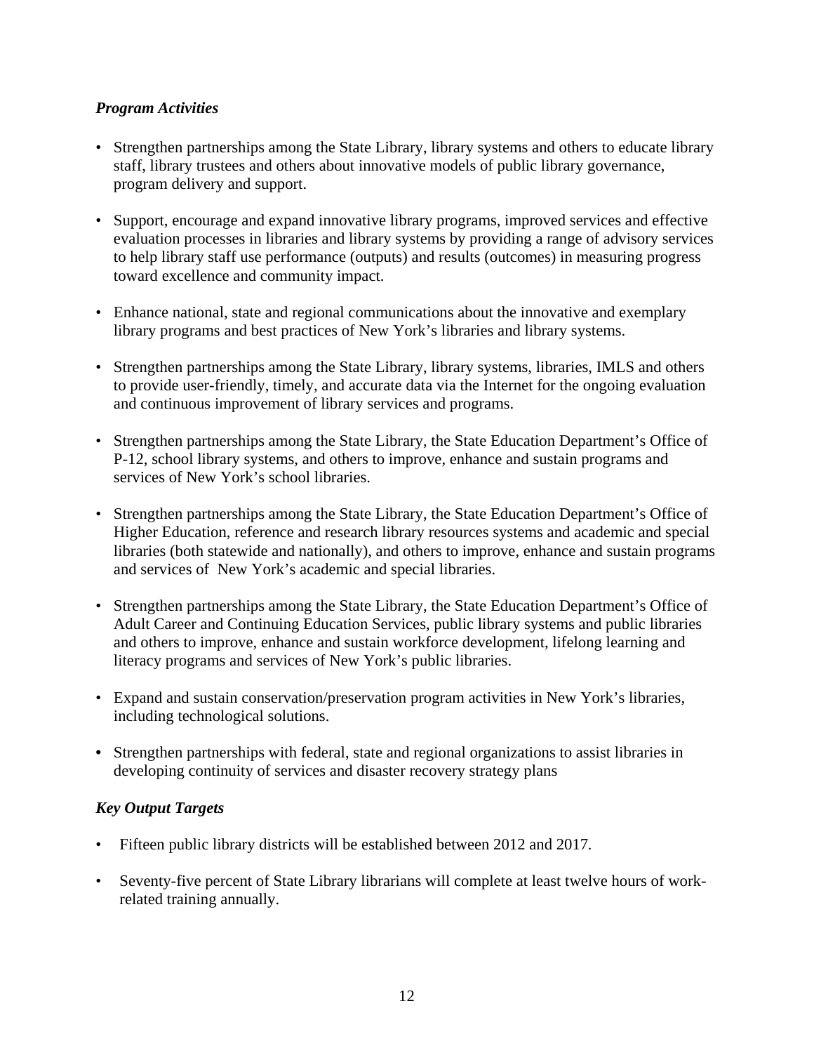### *Program Activities*

- Strengthen partnerships among the State Library, library systems and others to educate library staff, library trustees and others about innovative models of public library governance, program delivery and support.

- Support, encourage and expand innovative library programs, improved services and effective evaluation processes in libraries and library systems by providing a range of advisory services to help library staff use performance (outputs) and results (outcomes) in measuring progress toward excellence and community impact.

- Enhance national, state and regional communications about the innovative and exemplary library programs and best practices of New York's libraries and library systems.

- Strengthen partnerships among the State Library, library systems, libraries, IMLS and others to provide user-friendly, timely, and accurate data via the Internet for the ongoing evaluation and continuous improvement of library services and programs.

- Strengthen partnerships among the State Library, the State Education Department's Office of P-12, school library systems, and others to improve, enhance and sustain programs and services of New York's school libraries.

- Strengthen partnerships among the State Library, the State Education Department's Office of Higher Education, reference and research library resources systems and academic and special libraries (both statewide and nationally), and others to improve, enhance and sustain programs and services of New York's academic and special libraries.

- Strengthen partnerships among the State Library, the State Education Department's Office of Adult Career and Continuing Education Services, public library systems and public libraries and others to improve, enhance and sustain workforce development, lifelong learning and literacy programs and services of New York's public libraries.

- Expand and sustain conservation/preservation program activities in New York's libraries, including technological solutions.

- Strengthen partnerships with federal, state and regional organizations to assist libraries in developing continuity of services and disaster recovery strategy plans

### *Key Output Targets*

- Fifteen public library districts will be established between 2012 and 2017.

- Seventy-five percent of State Library librarians will complete at least twelve hours of work-related training annually.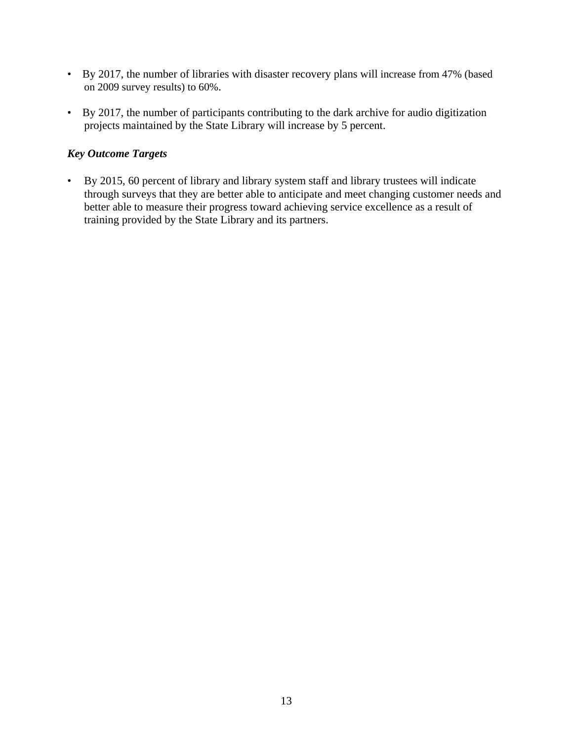- By 2017, the number of libraries with disaster recovery plans will increase from 47% (based on 2009 survey results) to 60%.
- By 2017, the number of participants contributing to the dark archive for audio digitization projects maintained by the State Library will increase by 5 percent.

***Key Outcome Targets***

- By 2015, 60 percent of library and library system staff and library trustees will indicate through surveys that they are better able to anticipate and meet changing customer needs and better able to measure their progress toward achieving service excellence as a result of training provided by the State Library and its partners.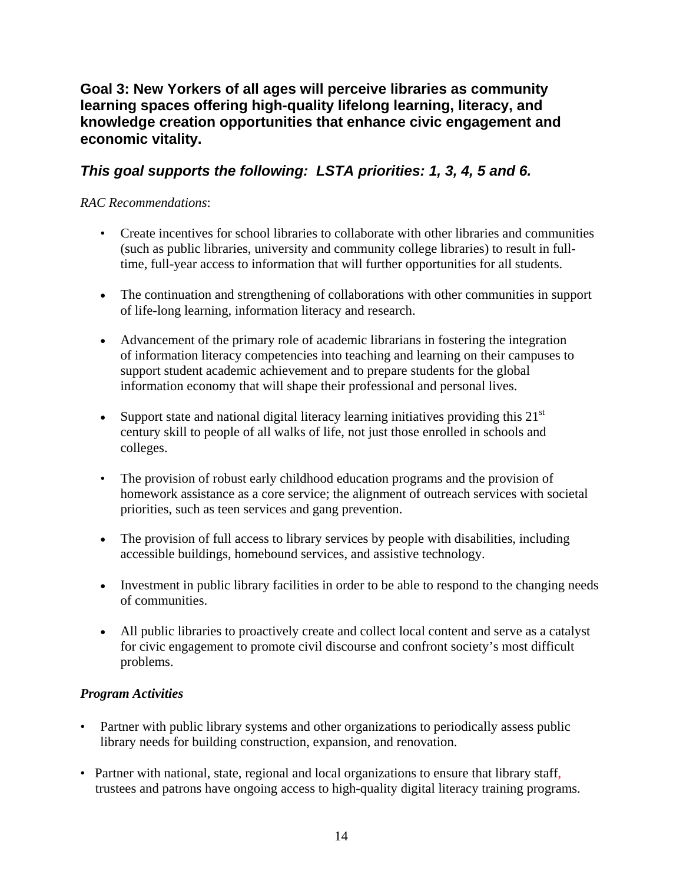### Goal 3: New Yorkers of all ages will perceive libraries as community learning spaces offering high-quality lifelong learning, literacy, and knowledge creation opportunities that enhance civic engagement and economic vitality.

### *This goal supports the following: LSTA priorities: 1, 3, 4, 5 and 6.*

*RAC Recommendations*:

- Create incentives for school libraries to collaborate with other libraries and communities (such as public libraries, university and community college libraries) to result in full-time, full-year access to information that will further opportunities for all students.
- The continuation and strengthening of collaborations with other communities in support of life-long learning, information literacy and research.
- Advancement of the primary role of academic librarians in fostering the integration of information literacy competencies into teaching and learning on their campuses to support student academic achievement and to prepare students for the global information economy that will shape their professional and personal lives.
- Support state and national digital literacy learning initiatives providing this 21st century skill to people of all walks of life, not just those enrolled in schools and colleges.
- The provision of robust early childhood education programs and the provision of homework assistance as a core service; the alignment of outreach services with societal priorities, such as teen services and gang prevention.
- The provision of full access to library services by people with disabilities, including accessible buildings, homebound services, and assistive technology.
- Investment in public library facilities in order to be able to respond to the changing needs of communities.
- All public libraries to proactively create and collect local content and serve as a catalyst for civic engagement to promote civil discourse and confront society's most difficult problems.

***Program Activities***

- Partner with public library systems and other organizations to periodically assess public library needs for building construction, expansion, and renovation.
- Partner with national, state, regional and local organizations to ensure that library staff, trustees and patrons have ongoing access to high-quality digital literacy training programs.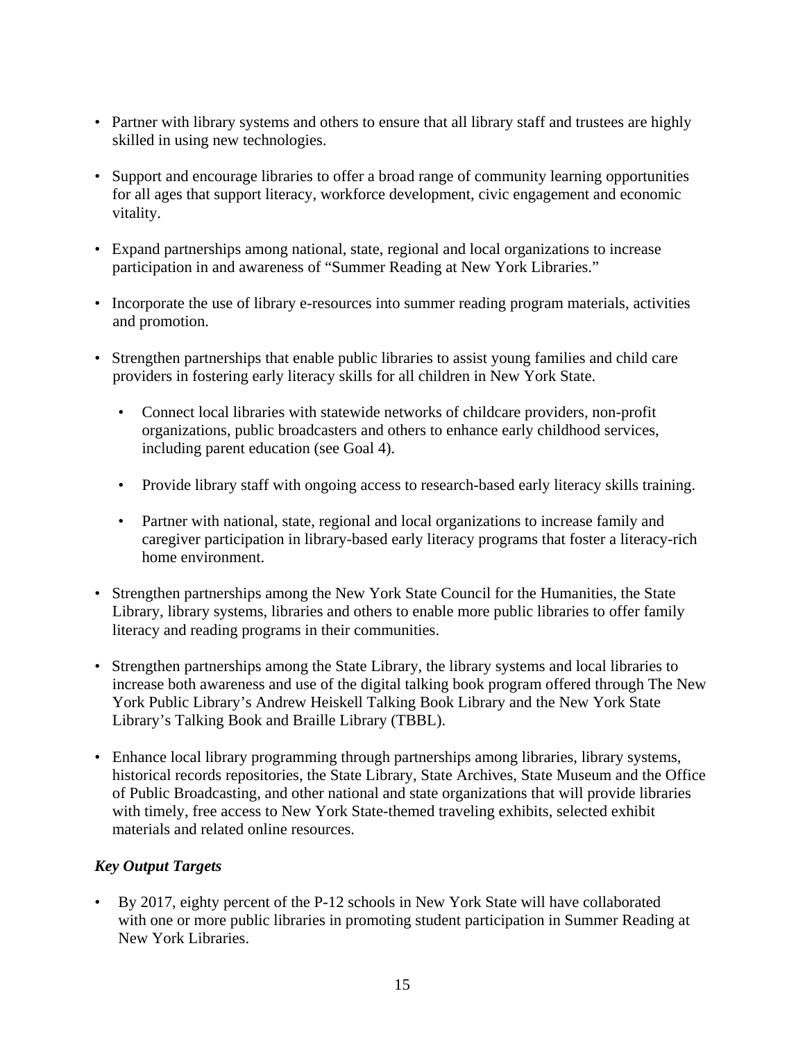- Partner with library systems and others to ensure that all library staff and trustees are highly skilled in using new technologies.

- Support and encourage libraries to offer a broad range of community learning opportunities for all ages that support literacy, workforce development, civic engagement and economic vitality.

- Expand partnerships among national, state, regional and local organizations to increase participation in and awareness of "Summer Reading at New York Libraries."

- Incorporate the use of library e-resources into summer reading program materials, activities and promotion.

- Strengthen partnerships that enable public libraries to assist young families and child care providers in fostering early literacy skills for all children in New York State.

  - Connect local libraries with statewide networks of childcare providers, non-profit organizations, public broadcasters and others to enhance early childhood services, including parent education (see Goal 4).

  - Provide library staff with ongoing access to research-based early literacy skills training.

  - Partner with national, state, regional and local organizations to increase family and caregiver participation in library-based early literacy programs that foster a literacy-rich home environment.

- Strengthen partnerships among the New York State Council for the Humanities, the State Library, library systems, libraries and others to enable more public libraries to offer family literacy and reading programs in their communities.

- Strengthen partnerships among the State Library, the library systems and local libraries to increase both awareness and use of the digital talking book program offered through The New York Public Library's Andrew Heiskell Talking Book Library and the New York State Library's Talking Book and Braille Library (TBBL).

- Enhance local library programming through partnerships among libraries, library systems, historical records repositories, the State Library, State Archives, State Museum and the Office of Public Broadcasting, and other national and state organizations that will provide libraries with timely, free access to New York State-themed traveling exhibits, selected exhibit materials and related online resources.

### *Key Output Targets*

- By 2017, eighty percent of the P-12 schools in New York State will have collaborated with one or more public libraries in promoting student participation in Summer Reading at New York Libraries.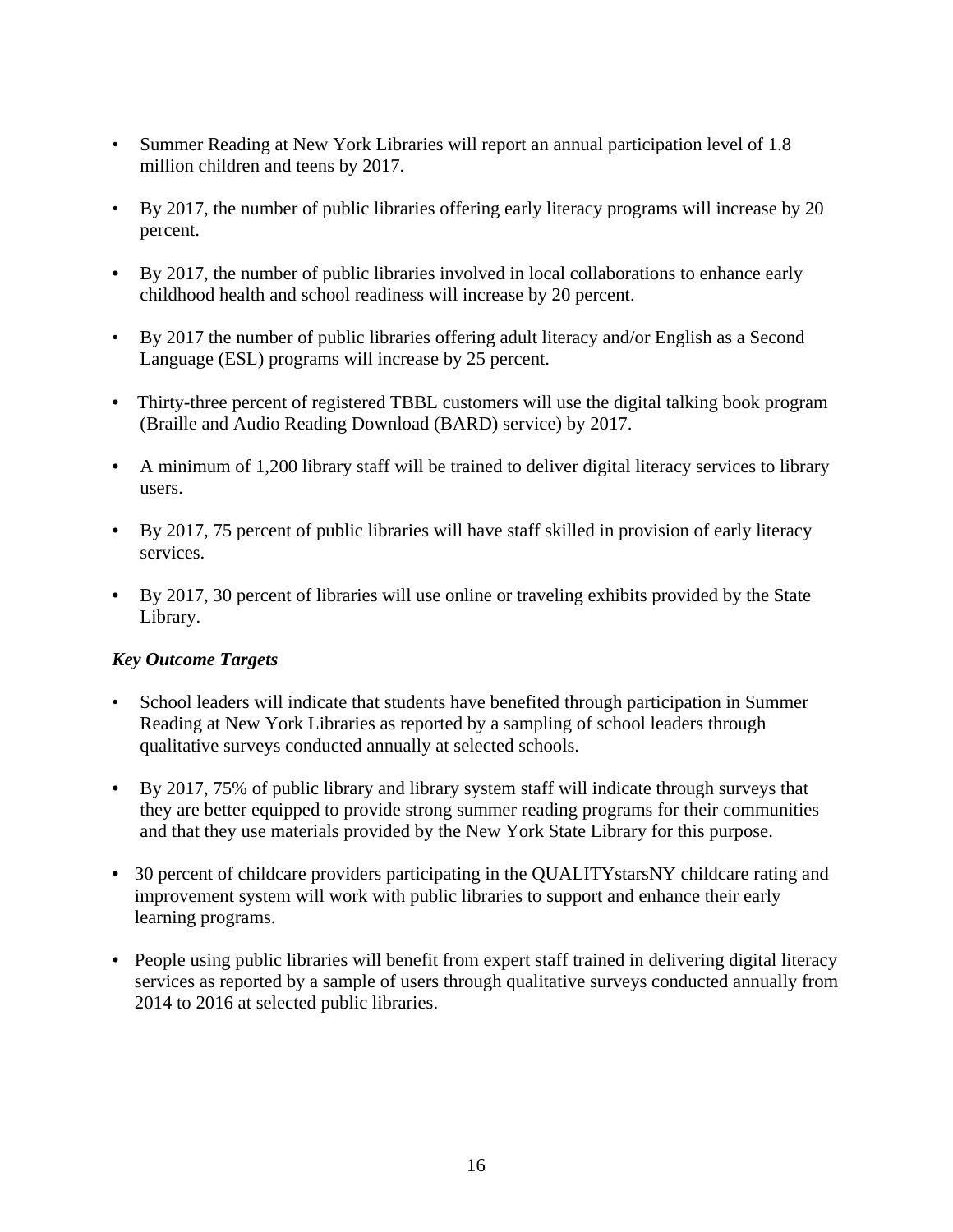- Summer Reading at New York Libraries will report an annual participation level of 1.8 million children and teens by 2017.
- By 2017, the number of public libraries offering early literacy programs will increase by 20 percent.
- By 2017, the number of public libraries involved in local collaborations to enhance early childhood health and school readiness will increase by 20 percent.
- By 2017 the number of public libraries offering adult literacy and/or English as a Second Language (ESL) programs will increase by 25 percent.
- Thirty-three percent of registered TBBL customers will use the digital talking book program (Braille and Audio Reading Download (BARD) service) by 2017.
- A minimum of 1,200 library staff will be trained to deliver digital literacy services to library users.
- By 2017, 75 percent of public libraries will have staff skilled in provision of early literacy services.
- By 2017, 30 percent of libraries will use online or traveling exhibits provided by the State Library.

***Key Outcome Targets***

- School leaders will indicate that students have benefited through participation in Summer Reading at New York Libraries as reported by a sampling of school leaders through qualitative surveys conducted annually at selected schools.
- By 2017, 75% of public library and library system staff will indicate through surveys that they are better equipped to provide strong summer reading programs for their communities and that they use materials provided by the New York State Library for this purpose.
- 30 percent of childcare providers participating in the QUALITYstarsNY childcare rating and improvement system will work with public libraries to support and enhance their early learning programs.
- People using public libraries will benefit from expert staff trained in delivering digital literacy services as reported by a sample of users through qualitative surveys conducted annually from 2014 to 2016 at selected public libraries.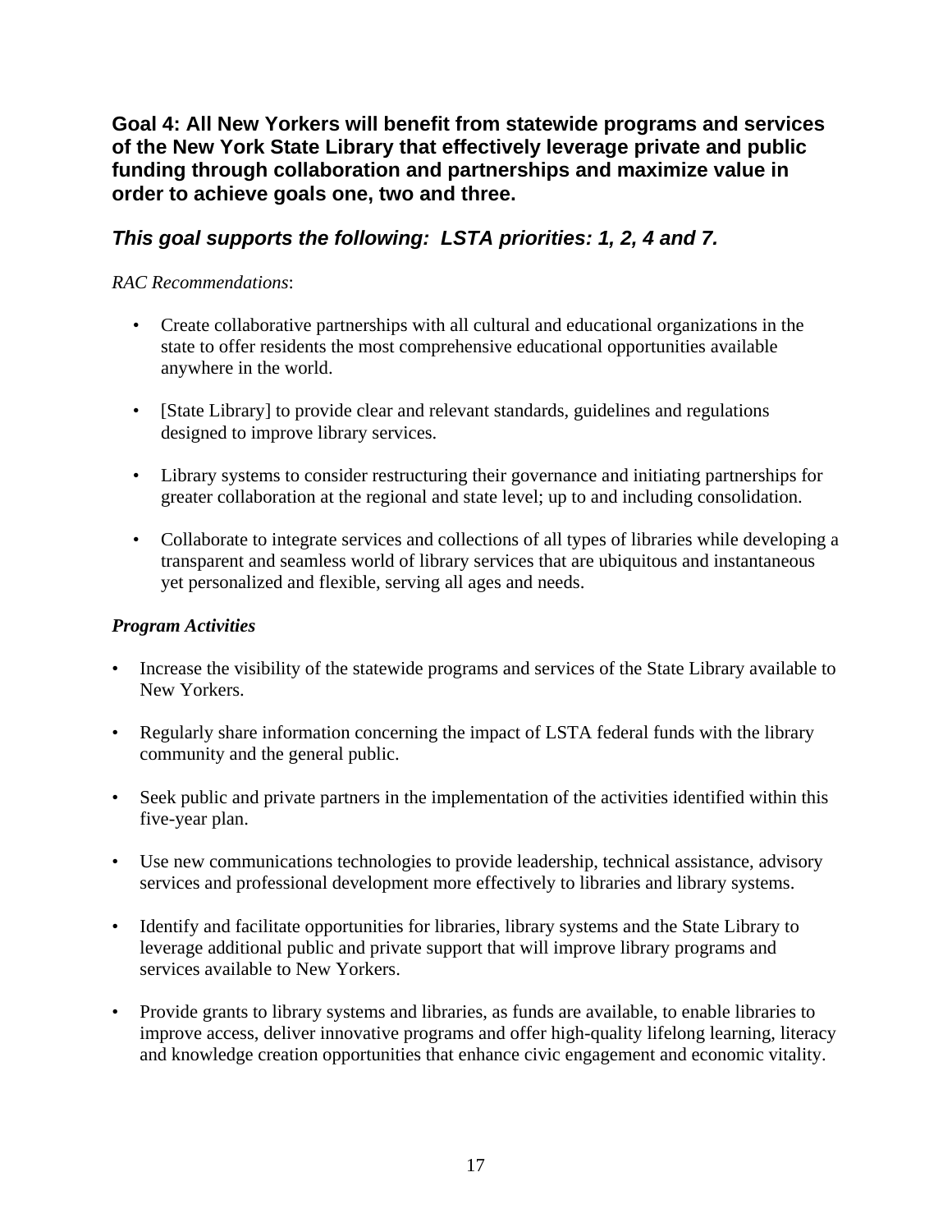## Goal 4: All New Yorkers will benefit from statewide programs and services of the New York State Library that effectively leverage private and public funding through collaboration and partnerships and maximize value in order to achieve goals one, two and three.

### *This goal supports the following: LSTA priorities: 1, 2, 4 and 7.*

*RAC Recommendations*:

- Create collaborative partnerships with all cultural and educational organizations in the state to offer residents the most comprehensive educational opportunities available anywhere in the world.

- [State Library] to provide clear and relevant standards, guidelines and regulations designed to improve library services.

- Library systems to consider restructuring their governance and initiating partnerships for greater collaboration at the regional and state level; up to and including consolidation.

- Collaborate to integrate services and collections of all types of libraries while developing a transparent and seamless world of library services that are ubiquitous and instantaneous yet personalized and flexible, serving all ages and needs.

***Program Activities***

- Increase the visibility of the statewide programs and services of the State Library available to New Yorkers.

- Regularly share information concerning the impact of LSTA federal funds with the library community and the general public.

- Seek public and private partners in the implementation of the activities identified within this five-year plan.

- Use new communications technologies to provide leadership, technical assistance, advisory services and professional development more effectively to libraries and library systems.

- Identify and facilitate opportunities for libraries, library systems and the State Library to leverage additional public and private support that will improve library programs and services available to New Yorkers.

- Provide grants to library systems and libraries, as funds are available, to enable libraries to improve access, deliver innovative programs and offer high-quality lifelong learning, literacy and knowledge creation opportunities that enhance civic engagement and economic vitality.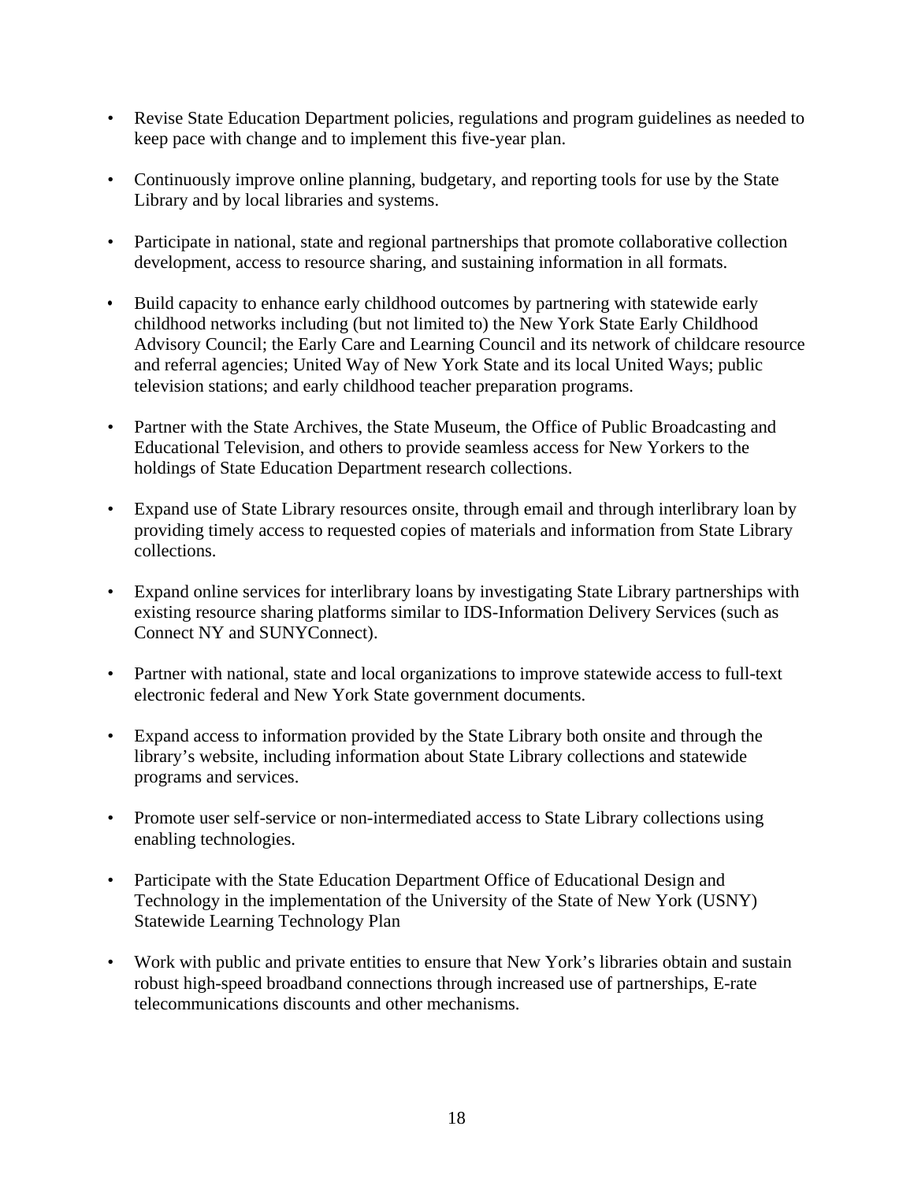- Revise State Education Department policies, regulations and program guidelines as needed to keep pace with change and to implement this five-year plan.

- Continuously improve online planning, budgetary, and reporting tools for use by the State Library and by local libraries and systems.

- Participate in national, state and regional partnerships that promote collaborative collection development, access to resource sharing, and sustaining information in all formats.

- Build capacity to enhance early childhood outcomes by partnering with statewide early childhood networks including (but not limited to) the New York State Early Childhood Advisory Council; the Early Care and Learning Council and its network of childcare resource and referral agencies; United Way of New York State and its local United Ways; public television stations; and early childhood teacher preparation programs.

- Partner with the State Archives, the State Museum, the Office of Public Broadcasting and Educational Television, and others to provide seamless access for New Yorkers to the holdings of State Education Department research collections.

- Expand use of State Library resources onsite, through email and through interlibrary loan by providing timely access to requested copies of materials and information from State Library collections.

- Expand online services for interlibrary loans by investigating State Library partnerships with existing resource sharing platforms similar to IDS-Information Delivery Services (such as Connect NY and SUNYConnect).

- Partner with national, state and local organizations to improve statewide access to full-text electronic federal and New York State government documents.

- Expand access to information provided by the State Library both onsite and through the library's website, including information about State Library collections and statewide programs and services.

- Promote user self-service or non-intermediated access to State Library collections using enabling technologies.

- Participate with the State Education Department Office of Educational Design and Technology in the implementation of the University of the State of New York (USNY) Statewide Learning Technology Plan

- Work with public and private entities to ensure that New York's libraries obtain and sustain robust high-speed broadband connections through increased use of partnerships, E-rate telecommunications discounts and other mechanisms.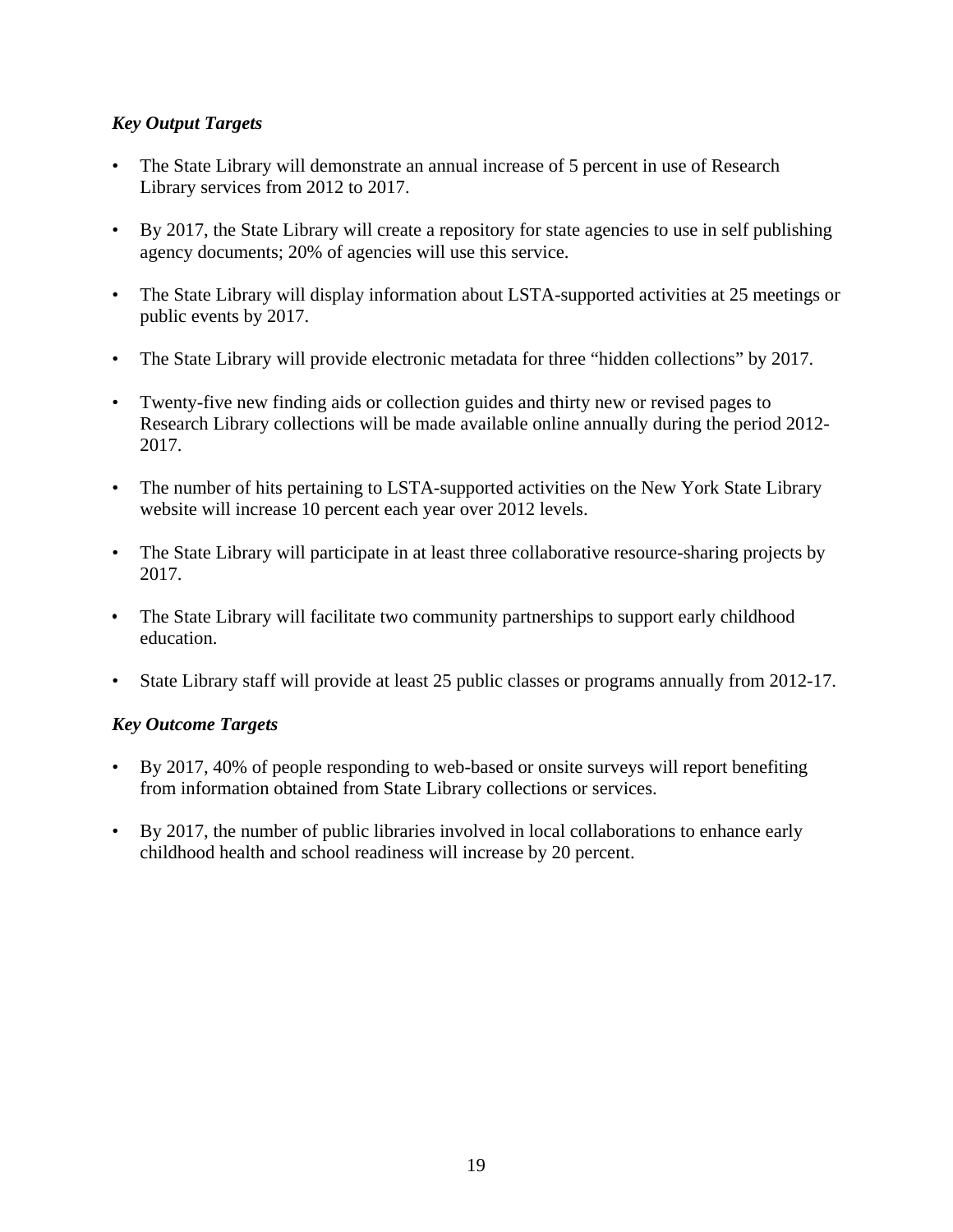### *Key Output Targets*

- The State Library will demonstrate an annual increase of 5 percent in use of Research Library services from 2012 to 2017.
- By 2017, the State Library will create a repository for state agencies to use in self publishing agency documents; 20% of agencies will use this service.
- The State Library will display information about LSTA-supported activities at 25 meetings or public events by 2017.
- The State Library will provide electronic metadata for three "hidden collections" by 2017.
- Twenty-five new finding aids or collection guides and thirty new or revised pages to Research Library collections will be made available online annually during the period 2012-2017.
- The number of hits pertaining to LSTA-supported activities on the New York State Library website will increase 10 percent each year over 2012 levels.
- The State Library will participate in at least three collaborative resource-sharing projects by 2017.
- The State Library will facilitate two community partnerships to support early childhood education.
- State Library staff will provide at least 25 public classes or programs annually from 2012-17.

### *Key Outcome Targets*

- By 2017, 40% of people responding to web-based or onsite surveys will report benefiting from information obtained from State Library collections or services.
- By 2017, the number of public libraries involved in local collaborations to enhance early childhood health and school readiness will increase by 20 percent.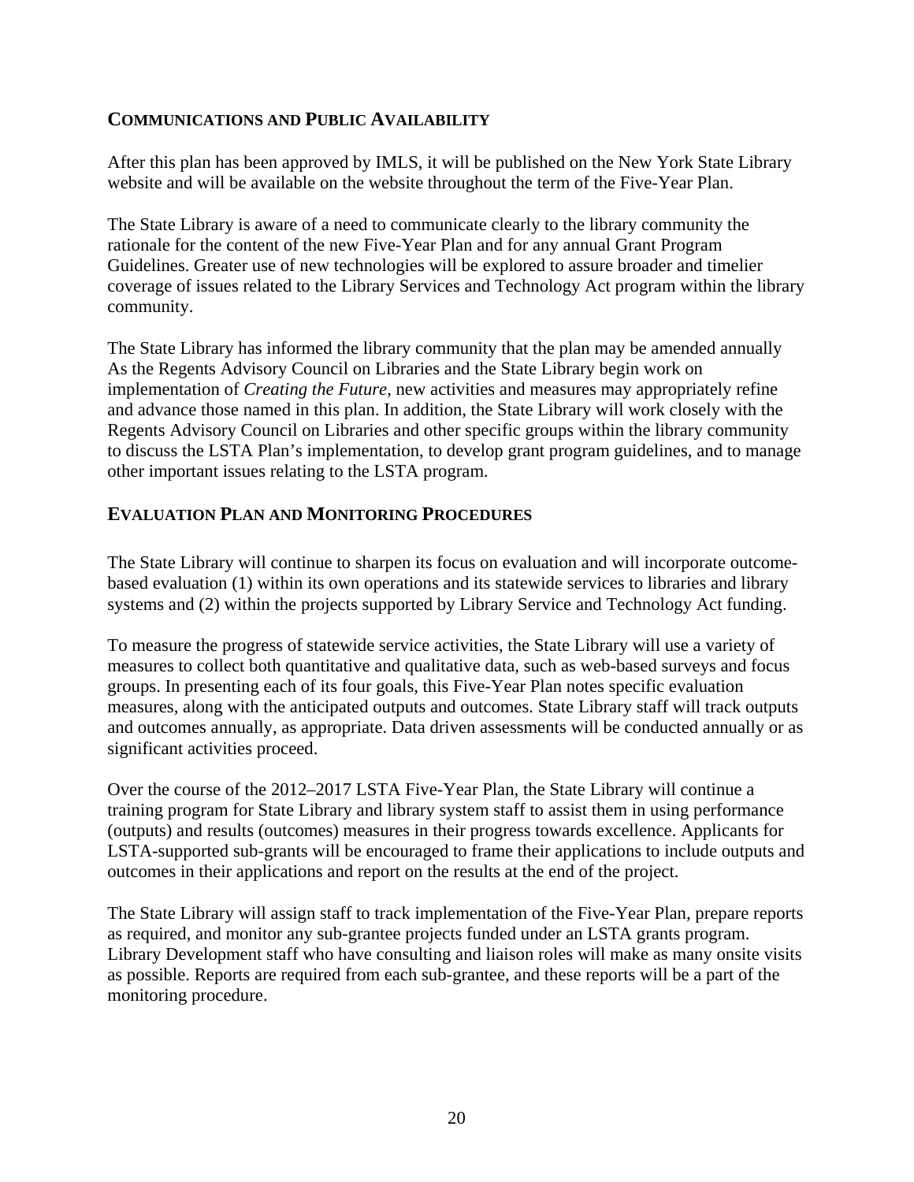## Communications and Public Availability

After this plan has been approved by IMLS, it will be published on the New York State Library website and will be available on the website throughout the term of the Five-Year Plan.

The State Library is aware of a need to communicate clearly to the library community the rationale for the content of the new Five-Year Plan and for any annual Grant Program Guidelines. Greater use of new technologies will be explored to assure broader and timelier coverage of issues related to the Library Services and Technology Act program within the library community.

The State Library has informed the library community that the plan may be amended annually As the Regents Advisory Council on Libraries and the State Library begin work on implementation of *Creating the Future*, new activities and measures may appropriately refine and advance those named in this plan. In addition, the State Library will work closely with the Regents Advisory Council on Libraries and other specific groups within the library community to discuss the LSTA Plan's implementation, to develop grant program guidelines, and to manage other important issues relating to the LSTA program.

## Evaluation Plan and Monitoring Procedures

The State Library will continue to sharpen its focus on evaluation and will incorporate outcome-based evaluation (1) within its own operations and its statewide services to libraries and library systems and (2) within the projects supported by Library Service and Technology Act funding.

To measure the progress of statewide service activities, the State Library will use a variety of measures to collect both quantitative and qualitative data, such as web-based surveys and focus groups. In presenting each of its four goals, this Five-Year Plan notes specific evaluation measures, along with the anticipated outputs and outcomes. State Library staff will track outputs and outcomes annually, as appropriate. Data driven assessments will be conducted annually or as significant activities proceed.

Over the course of the 2012–2017 LSTA Five-Year Plan, the State Library will continue a training program for State Library and library system staff to assist them in using performance (outputs) and results (outcomes) measures in their progress towards excellence. Applicants for LSTA-supported sub-grants will be encouraged to frame their applications to include outputs and outcomes in their applications and report on the results at the end of the project.

The State Library will assign staff to track implementation of the Five-Year Plan, prepare reports as required, and monitor any sub-grantee projects funded under an LSTA grants program. Library Development staff who have consulting and liaison roles will make as many onsite visits as possible. Reports are required from each sub-grantee, and these reports will be a part of the monitoring procedure.